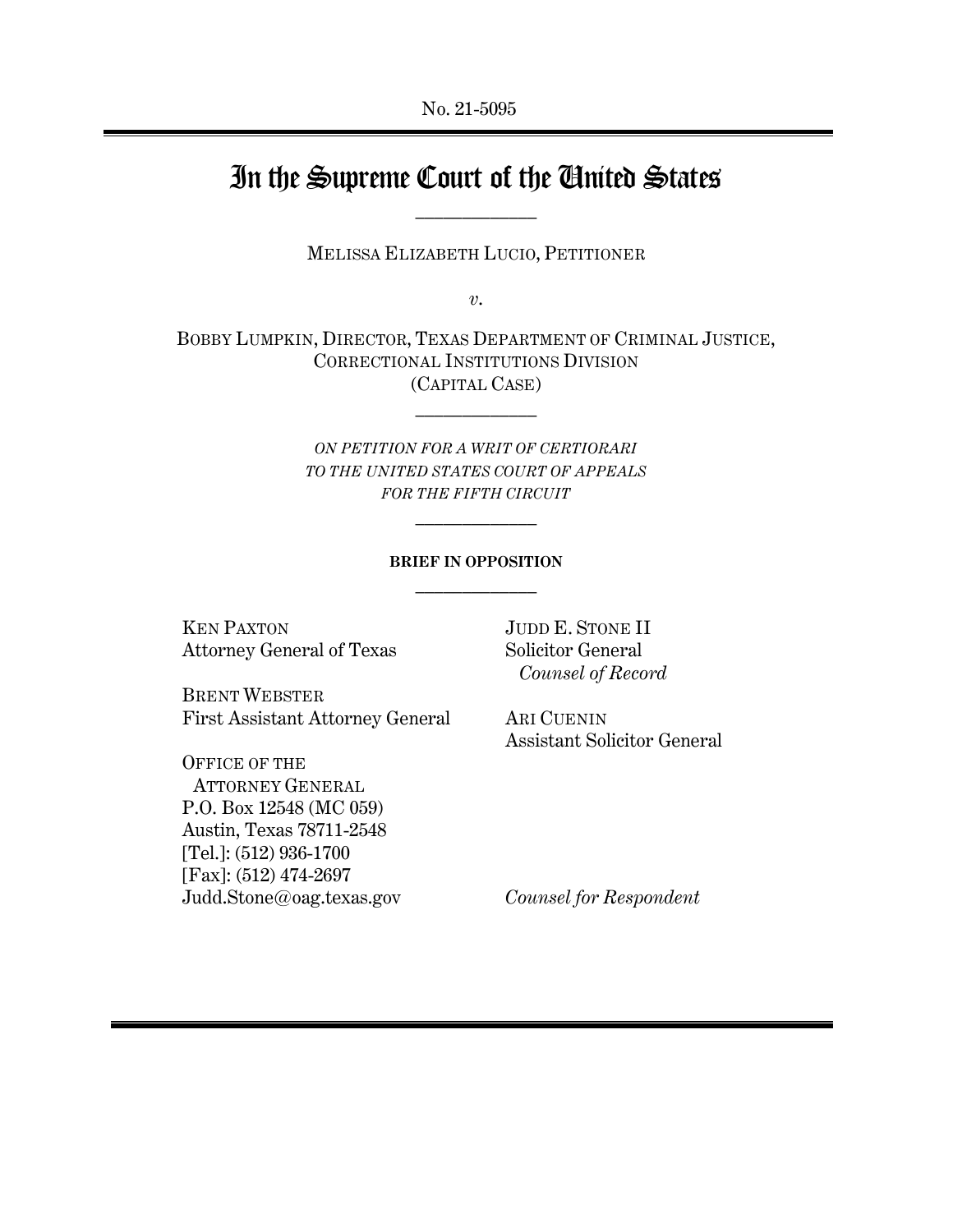No. 21-5095

# In the Supreme Court of the United States

---

MELISSA ELIZABETH LUCIO, PETITIONER

*v.*

BOBBY LUMPKIN, DIRECTOR, TEXAS DEPARTMENT OF CRIMINAL JUSTICE, CORRECTIONAL INSTITUTIONS DIVISION
(CAPITAL CASE)

---

*ON PETITION FOR A WRIT OF CERTIORARI TO THE UNITED STATES COURT OF APPEALS FOR THE FIFTH CIRCUIT*

---

**BRIEF IN OPPOSITION**

---

KEN PAXTON
Attorney General of Texas

BRENT WEBSTER
First Assistant Attorney General

OFFICE OF THE
ATTORNEY GENERAL
P.O. Box 12548 (MC 059)
Austin, Texas 78711-2548
[Tel.]: (512) 936-1700
[Fax]: (512) 474-2697
Judd.Stone@oag.texas.gov

JUDD E. STONE II
Solicitor General
*Counsel of Record*

ARI CUENIN
Assistant Solicitor General

*Counsel for Respondent*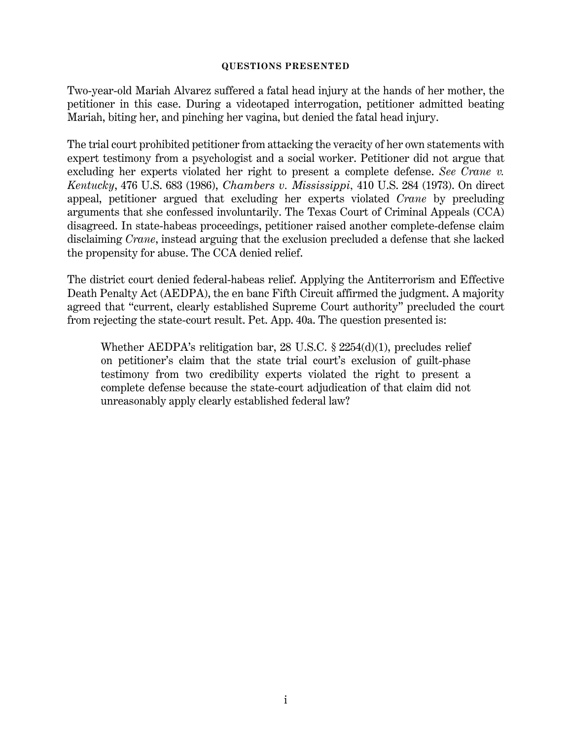# QUESTIONS PRESENTED

Two-year-old Mariah Alvarez suffered a fatal head injury at the hands of her mother, the petitioner in this case. During a videotaped interrogation, petitioner admitted beating Mariah, biting her, and pinching her vagina, but denied the fatal head injury.

The trial court prohibited petitioner from attacking the veracity of her own statements with expert testimony from a psychologist and a social worker. Petitioner did not argue that excluding her experts violated her right to present a complete defense. *See Crane v. Kentucky*, 476 U.S. 683 (1986), *Chambers v. Mississippi*, 410 U.S. 284 (1973). On direct appeal, petitioner argued that excluding her experts violated *Crane* by precluding arguments that she confessed involuntarily. The Texas Court of Criminal Appeals (CCA) disagreed. In state-habeas proceedings, petitioner raised another complete-defense claim disclaiming *Crane*, instead arguing that the exclusion precluded a defense that she lacked the propensity for abuse. The CCA denied relief.

The district court denied federal-habeas relief. Applying the Antiterrorism and Effective Death Penalty Act (AEDPA), the en banc Fifth Circuit affirmed the judgment. A majority agreed that "current, clearly established Supreme Court authority" precluded the court from rejecting the state-court result. Pet. App. 40a. The question presented is:

> Whether AEDPA's relitigation bar, 28 U.S.C. § 2254(d)(1), precludes relief on petitioner's claim that the state trial court's exclusion of guilt-phase testimony from two credibility experts violated the right to present a complete defense because the state-court adjudication of that claim did not unreasonably apply clearly established federal law?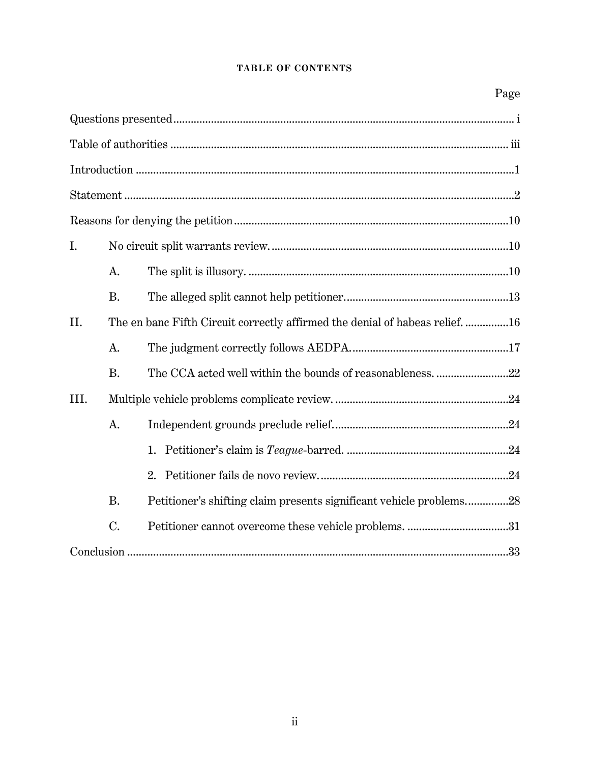# TABLE OF CONTENTS

| | Page |
|---|---|
| Questions presented | i |
| Table of authorities | iii |
| Introduction | 1 |
| Statement | 2 |
| Reasons for denying the petition | 10 |
| I. No circuit split warrants review. | 10 |
| A. The split is illusory. | 10 |
| B. The alleged split cannot help petitioner. | 13 |
| II. The en banc Fifth Circuit correctly affirmed the denial of habeas relief. | 16 |
| A. The judgment correctly follows AEDPA. | 17 |
| B. The CCA acted well within the bounds of reasonableness. | 22 |
| III. Multiple vehicle problems complicate review. | 24 |
| A. Independent grounds preclude relief. | 24 |
| 1. Petitioner's claim is *Teague*-barred. | 24 |
| 2. Petitioner fails de novo review. | 24 |
| B. Petitioner's shifting claim presents significant vehicle problems. | 28 |
| C. Petitioner cannot overcome these vehicle problems. | 31 |
| Conclusion | 33 |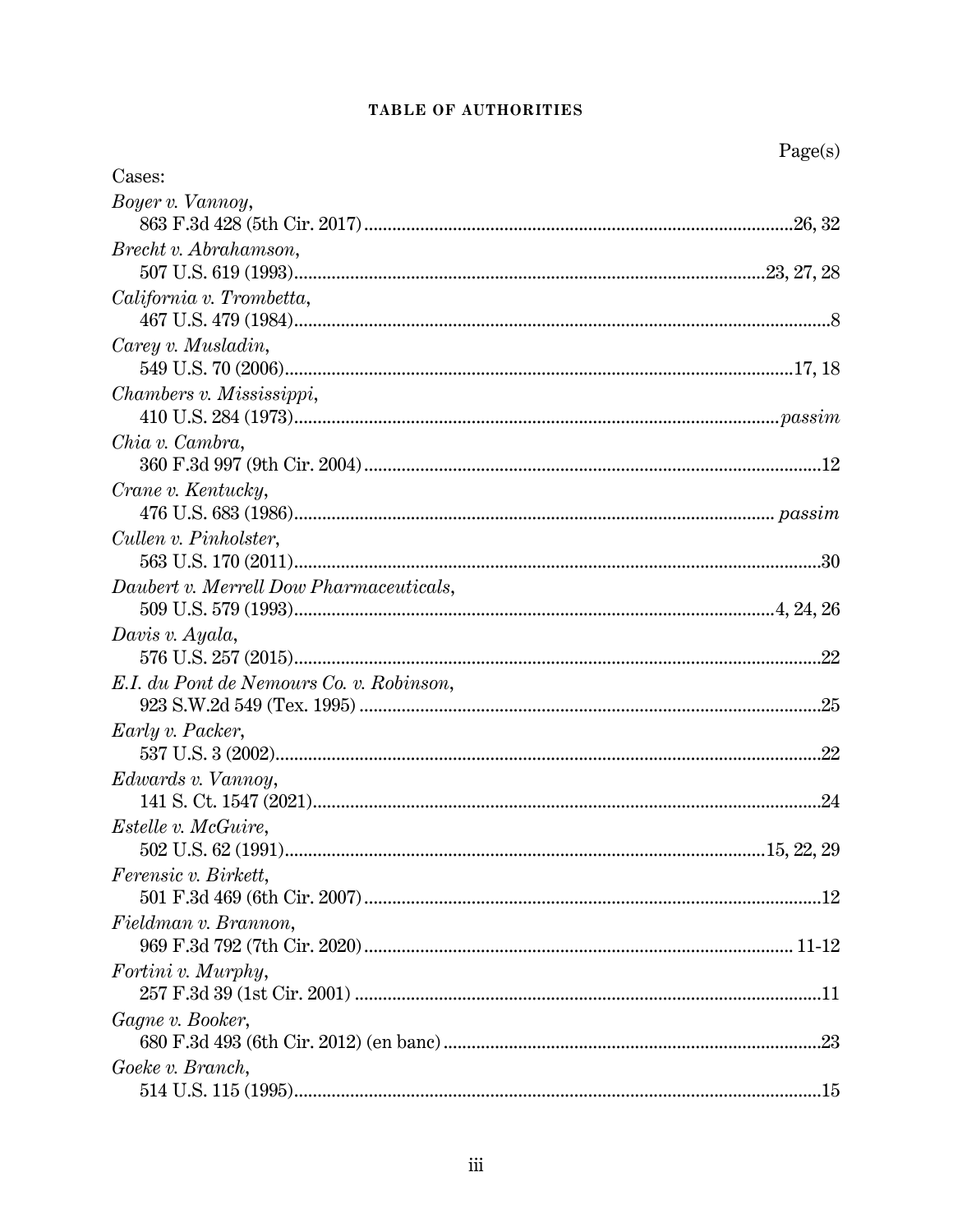**TABLE OF AUTHORITIES**

Page(s)

Cases:

*Boyer v. Vannoy*,
863 F.3d 428 (5th Cir. 2017) ........................................ 26, 32

*Brecht v. Abrahamson*,
507 U.S. 619 (1993) ........................................ 23, 27, 28

*California v. Trombetta*,
467 U.S. 479 (1984) ........................................ 8

*Carey v. Musladin*,
549 U.S. 70 (2006) ........................................ 17, 18

*Chambers v. Mississippi*,
410 U.S. 284 (1973) ........................................ *passim*

*Chia v. Cambra*,
360 F.3d 997 (9th Cir. 2004) ........................................ 12

*Crane v. Kentucky*,
476 U.S. 683 (1986) ........................................ *passim*

*Cullen v. Pinholster*,
563 U.S. 170 (2011) ........................................ 30

*Daubert v. Merrell Dow Pharmaceuticals*,
509 U.S. 579 (1993) ........................................ 4, 24, 26

*Davis v. Ayala*,
576 U.S. 257 (2015) ........................................ 22

*E.I. du Pont de Nemours Co. v. Robinson*,
923 S.W.2d 549 (Tex. 1995) ........................................ 25

*Early v. Packer*,
537 U.S. 3 (2002) ........................................ 22

*Edwards v. Vannoy*,
141 S. Ct. 1547 (2021) ........................................ 24

*Estelle v. McGuire*,
502 U.S. 62 (1991) ........................................ 15, 22, 29

*Ferensic v. Birkett*,
501 F.3d 469 (6th Cir. 2007) ........................................ 12

*Fieldman v. Brannon*,
969 F.3d 792 (7th Cir. 2020) ........................................ 11-12

*Fortini v. Murphy*,
257 F.3d 39 (1st Cir. 2001) ........................................ 11

*Gagne v. Booker*,
680 F.3d 493 (6th Cir. 2012) (en banc) ........................................ 23

*Goeke v. Branch*,
514 U.S. 115 (1995) ........................................ 15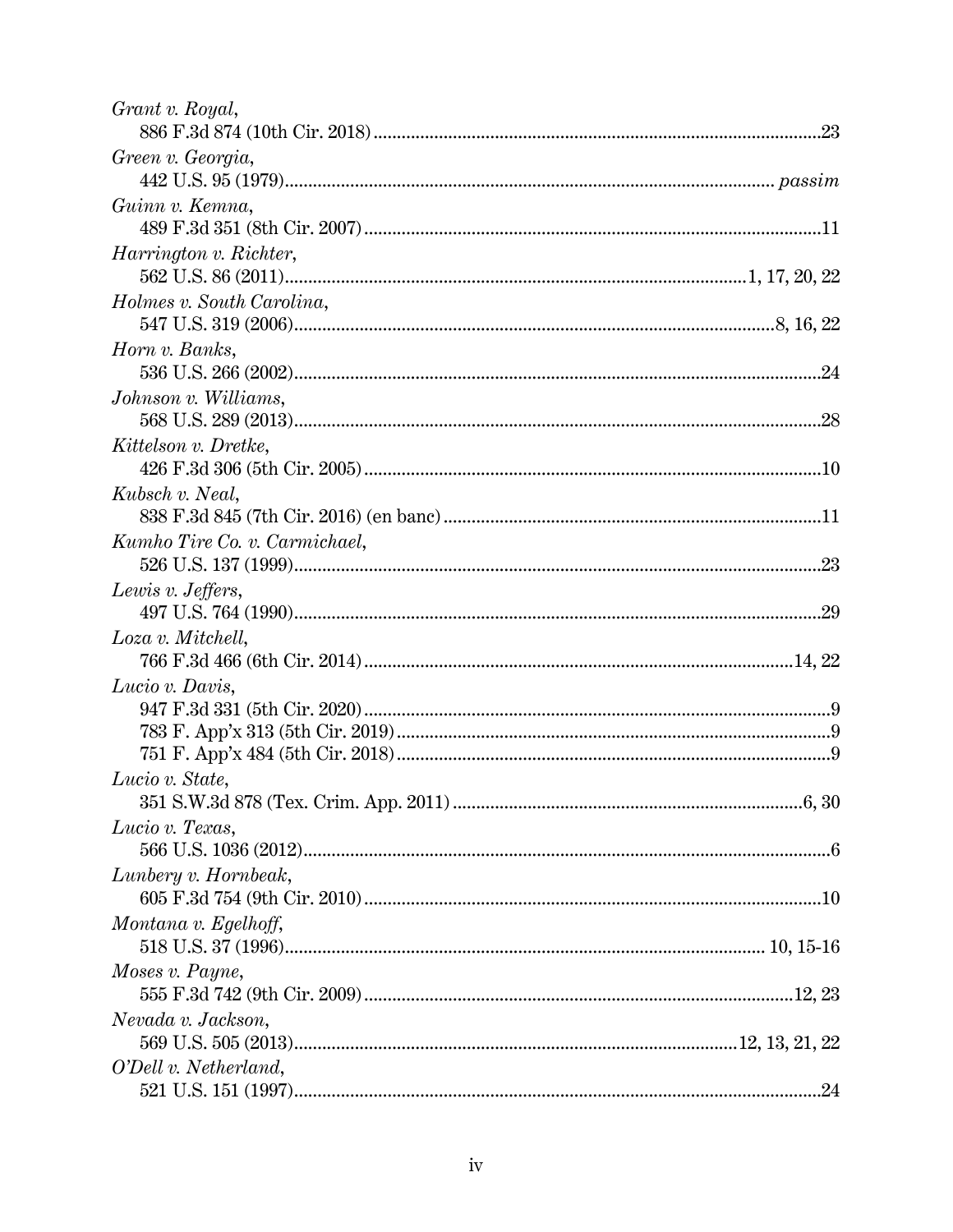*Grant v. Royal*,
886 F.3d 874 (10th Cir. 2018) .......... 23

*Green v. Georgia*,
442 U.S. 95 (1979) .......... *passim*

*Guinn v. Kemna*,
489 F.3d 351 (8th Cir. 2007) .......... 11

*Harrington v. Richter*,
562 U.S. 86 (2011) .......... 1, 17, 20, 22

*Holmes v. South Carolina*,
547 U.S. 319 (2006) .......... 8, 16, 22

*Horn v. Banks*,
536 U.S. 266 (2002) .......... 24

*Johnson v. Williams*,
568 U.S. 289 (2013) .......... 28

*Kittelson v. Dretke*,
426 F.3d 306 (5th Cir. 2005) .......... 10

*Kubsch v. Neal*,
838 F.3d 845 (7th Cir. 2016) (en banc) .......... 11

*Kumho Tire Co. v. Carmichael*,
526 U.S. 137 (1999) .......... 23

*Lewis v. Jeffers*,
497 U.S. 764 (1990) .......... 29

*Loza v. Mitchell*,
766 F.3d 466 (6th Cir. 2014) .......... 14, 22

*Lucio v. Davis*,
947 F.3d 331 (5th Cir. 2020) .......... 9
783 F. App'x 313 (5th Cir. 2019) .......... 9
751 F. App'x 484 (5th Cir. 2018) .......... 9

*Lucio v. State*,
351 S.W.3d 878 (Tex. Crim. App. 2011) .......... 6, 30

*Lucio v. Texas*,
566 U.S. 1036 (2012) .......... 6

*Lunbery v. Hornbeak*,
605 F.3d 754 (9th Cir. 2010) .......... 10

*Montana v. Egelhoff*,
518 U.S. 37 (1996) .......... 10, 15-16

*Moses v. Payne*,
555 F.3d 742 (9th Cir. 2009) .......... 12, 23

*Nevada v. Jackson*,
569 U.S. 505 (2013) .......... 12, 13, 21, 22

*O'Dell v. Netherland*,
521 U.S. 151 (1997) .......... 24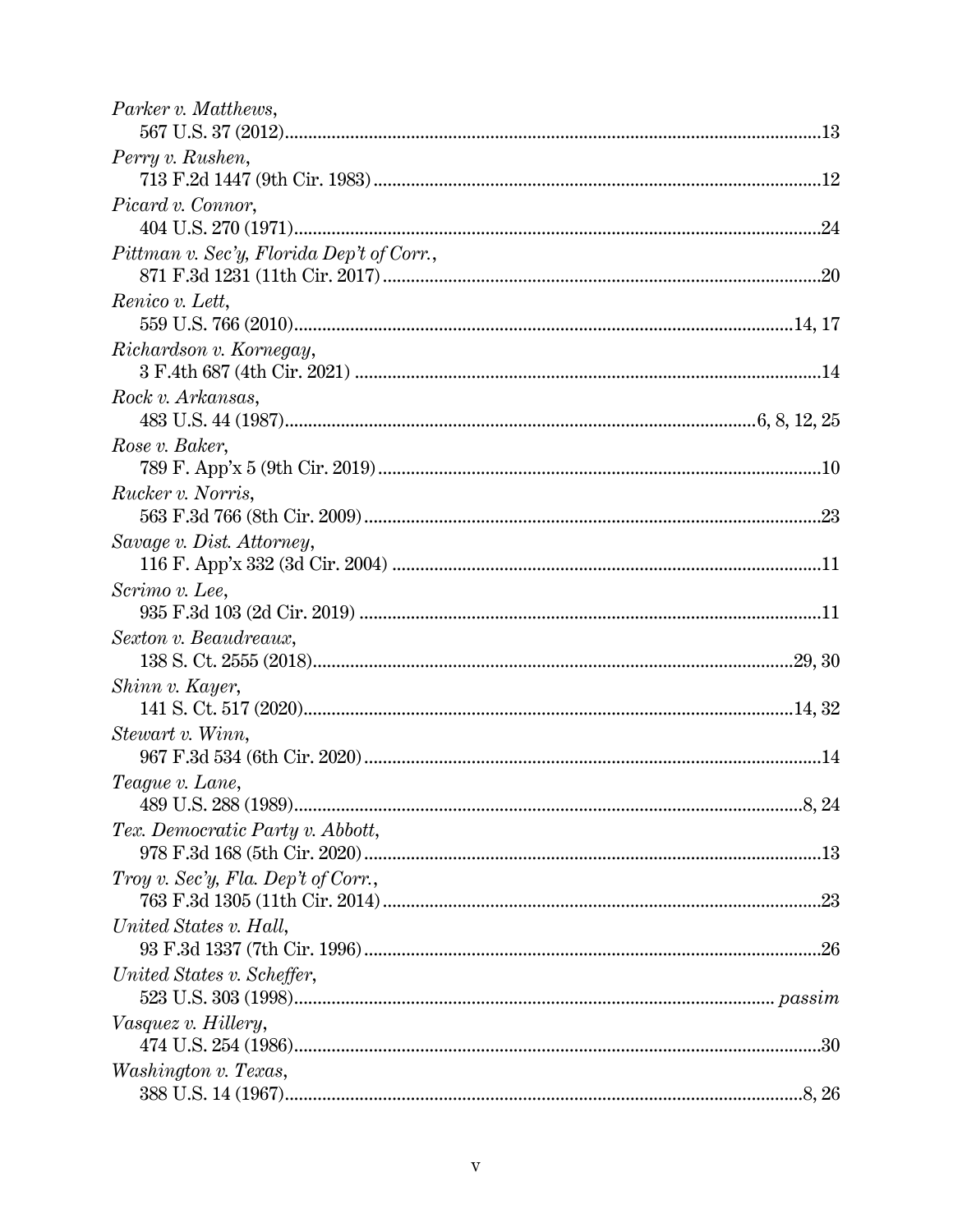*Parker v. Matthews*,
567 U.S. 37 (2012)....................................................................................................13

*Perry v. Rushen*,
713 F.2d 1447 (9th Cir. 1983)....................................................................................12

*Picard v. Connor*,
404 U.S. 270 (1971)....................................................................................................24

*Pittman v. Sec'y, Florida Dep't of Corr.*,
871 F.3d 1231 (11th Cir. 2017)..................................................................................20

*Renico v. Lett*,
559 U.S. 766 (2010).............................................................................................14, 17

*Richardson v. Kornegay*,
3 F.4th 687 (4th Cir. 2021)........................................................................................14

*Rock v. Arkansas*,
483 U.S. 44 (1987)..................................................................................6, 8, 12, 25

*Rose v. Baker*,
789 F. App'x 5 (9th Cir. 2019)...................................................................................10

*Rucker v. Norris*,
563 F.3d 766 (8th Cir. 2009)......................................................................................23

*Savage v. Dist. Attorney*,
116 F. App'x 332 (3d Cir. 2004)................................................................................11

*Scrimo v. Lee*,
935 F.3d 103 (2d Cir. 2019).......................................................................................11

*Sexton v. Beaudreaux*,
138 S. Ct. 2555 (2018)........................................................................................29, 30

*Shinn v. Kayer*,
141 S. Ct. 517 (2020)..........................................................................................14, 32

*Stewart v. Winn*,
967 F.3d 534 (6th Cir. 2020)......................................................................................14

*Teague v. Lane*,
489 U.S. 288 (1989)...............................................................................................8, 24

*Tex. Democratic Party v. Abbott*,
978 F.3d 168 (5th Cir. 2020)......................................................................................13

*Troy v. Sec'y, Fla. Dep't of Corr.*,
763 F.3d 1305 (11th Cir. 2014)..................................................................................23

*United States v. Hall*,
93 F.3d 1337 (7th Cir. 1996)......................................................................................26

*United States v. Scheffer*,
523 U.S. 303 (1998)...........................................................................................*passim*

*Vasquez v. Hillery*,
474 U.S. 254 (1986)....................................................................................................30

*Washington v. Texas*,
388 U.S. 14 (1967).................................................................................................8, 26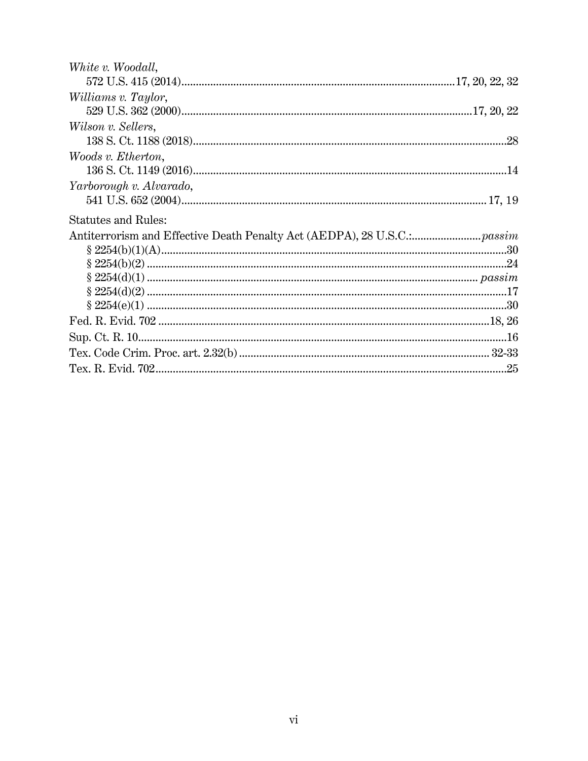*White v. Woodall*,
572 U.S. 415 (2014) ........................................ 17, 20, 22, 32

*Williams v. Taylor*,
529 U.S. 362 (2000) ........................................ 17, 20, 22

*Wilson v. Sellers*,
138 S. Ct. 1188 (2018) ........................................ 28

*Woods v. Etherton*,
136 S. Ct. 1149 (2016) ........................................ 14

*Yarborough v. Alvarado*,
541 U.S. 652 (2004) ........................................ 17, 19

Statutes and Rules:

Antiterrorism and Effective Death Penalty Act (AEDPA), 28 U.S.C.: ........................ *passim*

§ 2254(b)(1)(A) ........................................ 30
§ 2254(b)(2) ........................................ 24
§ 2254(d)(1) ........................................ *passim*
§ 2254(d)(2) ........................................ 17
§ 2254(e)(1) ........................................ 30

Fed. R. Evid. 702 ........................................ 18, 26

Sup. Ct. R. 10 ........................................ 16

Tex. Code Crim. Proc. art. 2.32(b) ........................................ 32-33

Tex. R. Evid. 702 ........................................ 25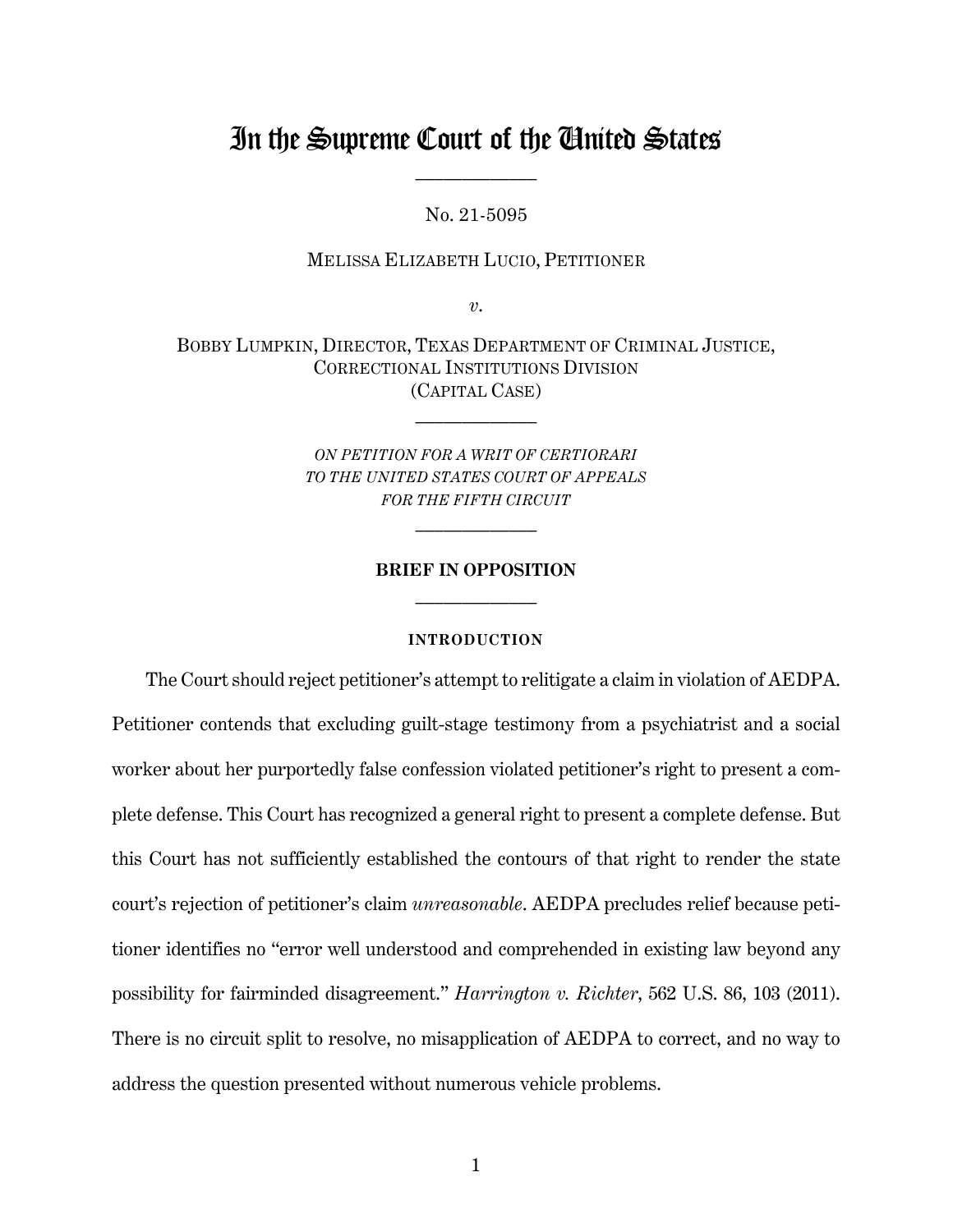# In the Supreme Court of the United States

No. 21-5095

MELISSA ELIZABETH LUCIO, PETITIONER

*v.*

BOBBY LUMPKIN, DIRECTOR, TEXAS DEPARTMENT OF CRIMINAL JUSTICE, CORRECTIONAL INSTITUTIONS DIVISION
(CAPITAL CASE)

*ON PETITION FOR A WRIT OF CERTIORARI TO THE UNITED STATES COURT OF APPEALS FOR THE FIFTH CIRCUIT*

**BRIEF IN OPPOSITION**

## INTRODUCTION

The Court should reject petitioner's attempt to relitigate a claim in violation of AEDPA. Petitioner contends that excluding guilt-stage testimony from a psychiatrist and a social worker about her purportedly false confession violated petitioner's right to present a complete defense. This Court has recognized a general right to present a complete defense. But this Court has not sufficiently established the contours of that right to render the state court's rejection of petitioner's claim *unreasonable*. AEDPA precludes relief because petitioner identifies no "error well understood and comprehended in existing law beyond any possibility for fairminded disagreement." *Harrington v. Richter*, 562 U.S. 86, 103 (2011). There is no circuit split to resolve, no misapplication of AEDPA to correct, and no way to address the question presented without numerous vehicle problems.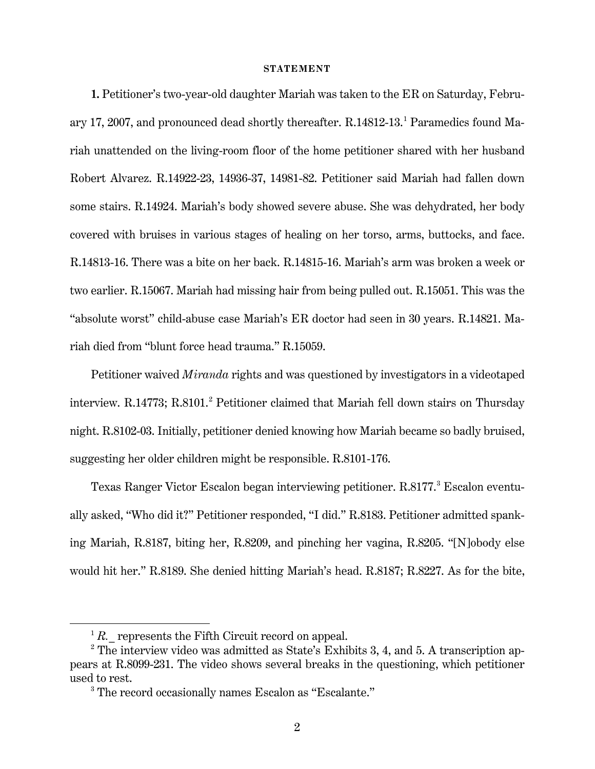**STATEMENT**

**1.** Petitioner's two-year-old daughter Mariah was taken to the ER on Saturday, February 17, 2007, and pronounced dead shortly thereafter. R.14812-13.[1] Paramedics found Mariah unattended on the living-room floor of the home petitioner shared with her husband Robert Alvarez. R.14922-23, 14936-37, 14981-82. Petitioner said Mariah had fallen down some stairs. R.14924. Mariah's body showed severe abuse. She was dehydrated, her body covered with bruises in various stages of healing on her torso, arms, buttocks, and face. R.14813-16. There was a bite on her back. R.14815-16. Mariah's arm was broken a week or two earlier. R.15067. Mariah had missing hair from being pulled out. R.15051. This was the "absolute worst" child-abuse case Mariah's ER doctor had seen in 30 years. R.14821. Mariah died from "blunt force head trauma." R.15059.

Petitioner waived *Miranda* rights and was questioned by investigators in a videotaped interview. R.14773; R.8101.[2] Petitioner claimed that Mariah fell down stairs on Thursday night. R.8102-03. Initially, petitioner denied knowing how Mariah became so badly bruised, suggesting her older children might be responsible. R.8101-176.

Texas Ranger Victor Escalon began interviewing petitioner. R.8177.[3] Escalon eventually asked, "Who did it?" Petitioner responded, "I did." R.8183. Petitioner admitted spanking Mariah, R.8187, biting her, R.8209, and pinching her vagina, R.8205. "[N]obody else would hit her." R.8189. She denied hitting Mariah's head. R.8187; R.8227. As for the bite,

[1] *R.*_ represents the Fifth Circuit record on appeal.

[2] The interview video was admitted as State's Exhibits 3, 4, and 5. A transcription appears at R.8099-231. The video shows several breaks in the questioning, which petitioner used to rest.

[3] The record occasionally names Escalon as "Escalante."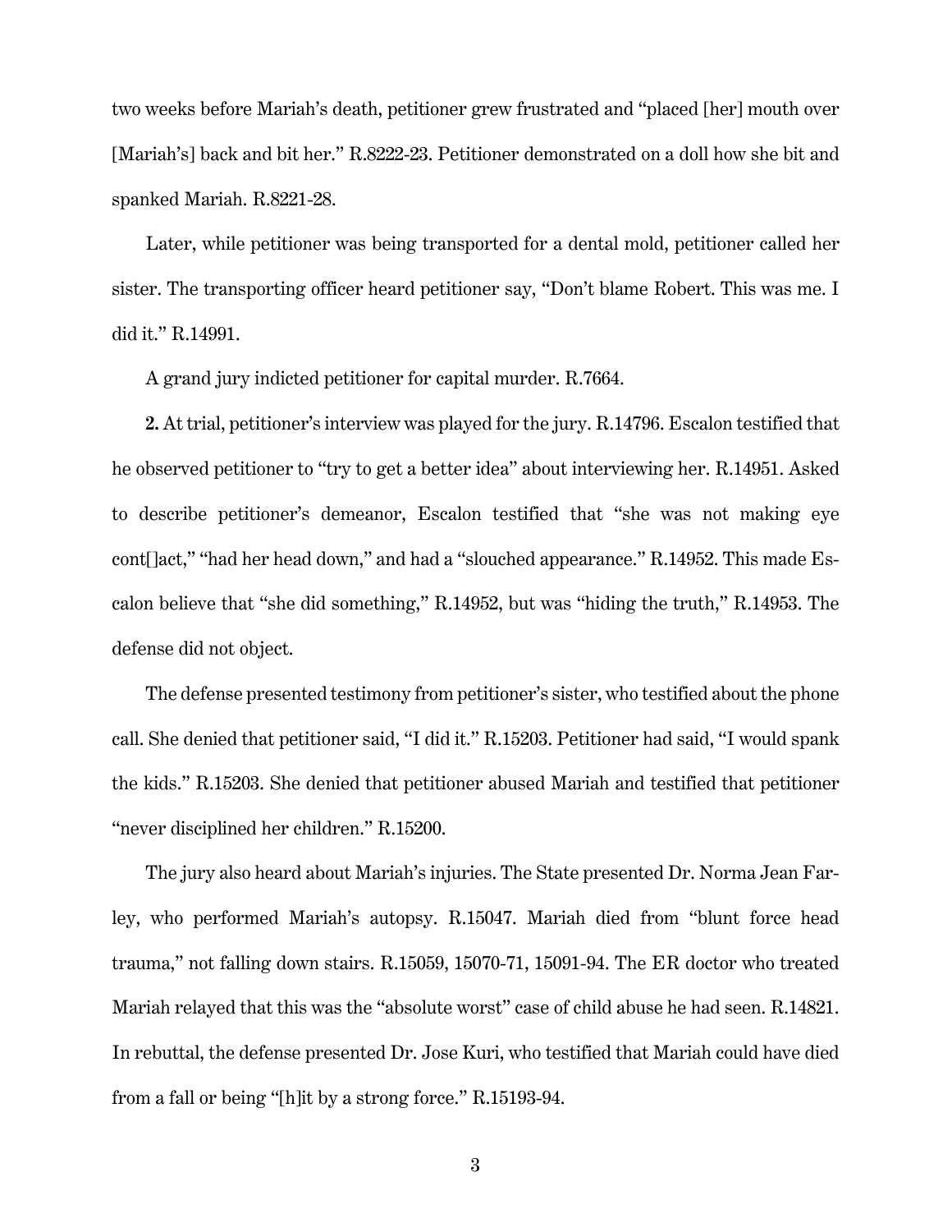two weeks before Mariah's death, petitioner grew frustrated and "placed [her] mouth over [Mariah's] back and bit her." R.8222-23. Petitioner demonstrated on a doll how she bit and spanked Mariah. R.8221-28.

Later, while petitioner was being transported for a dental mold, petitioner called her sister. The transporting officer heard petitioner say, "Don't blame Robert. This was me. I did it." R.14991.

A grand jury indicted petitioner for capital murder. R.7664.

**2.** At trial, petitioner's interview was played for the jury. R.14796. Escalon testified that he observed petitioner to "try to get a better idea" about interviewing her. R.14951. Asked to describe petitioner's demeanor, Escalon testified that "she was not making eye cont[]act," "had her head down," and had a "slouched appearance." R.14952. This made Escalon believe that "she did something," R.14952, but was "hiding the truth," R.14953. The defense did not object.

The defense presented testimony from petitioner's sister, who testified about the phone call. She denied that petitioner said, "I did it." R.15203. Petitioner had said, "I would spank the kids." R.15203. She denied that petitioner abused Mariah and testified that petitioner "never disciplined her children." R.15200.

The jury also heard about Mariah's injuries. The State presented Dr. Norma Jean Farley, who performed Mariah's autopsy. R.15047. Mariah died from "blunt force head trauma," not falling down stairs. R.15059, 15070-71, 15091-94. The ER doctor who treated Mariah relayed that this was the "absolute worst" case of child abuse he had seen. R.14821. In rebuttal, the defense presented Dr. Jose Kuri, who testified that Mariah could have died from a fall or being "[h]it by a strong force." R.15193-94.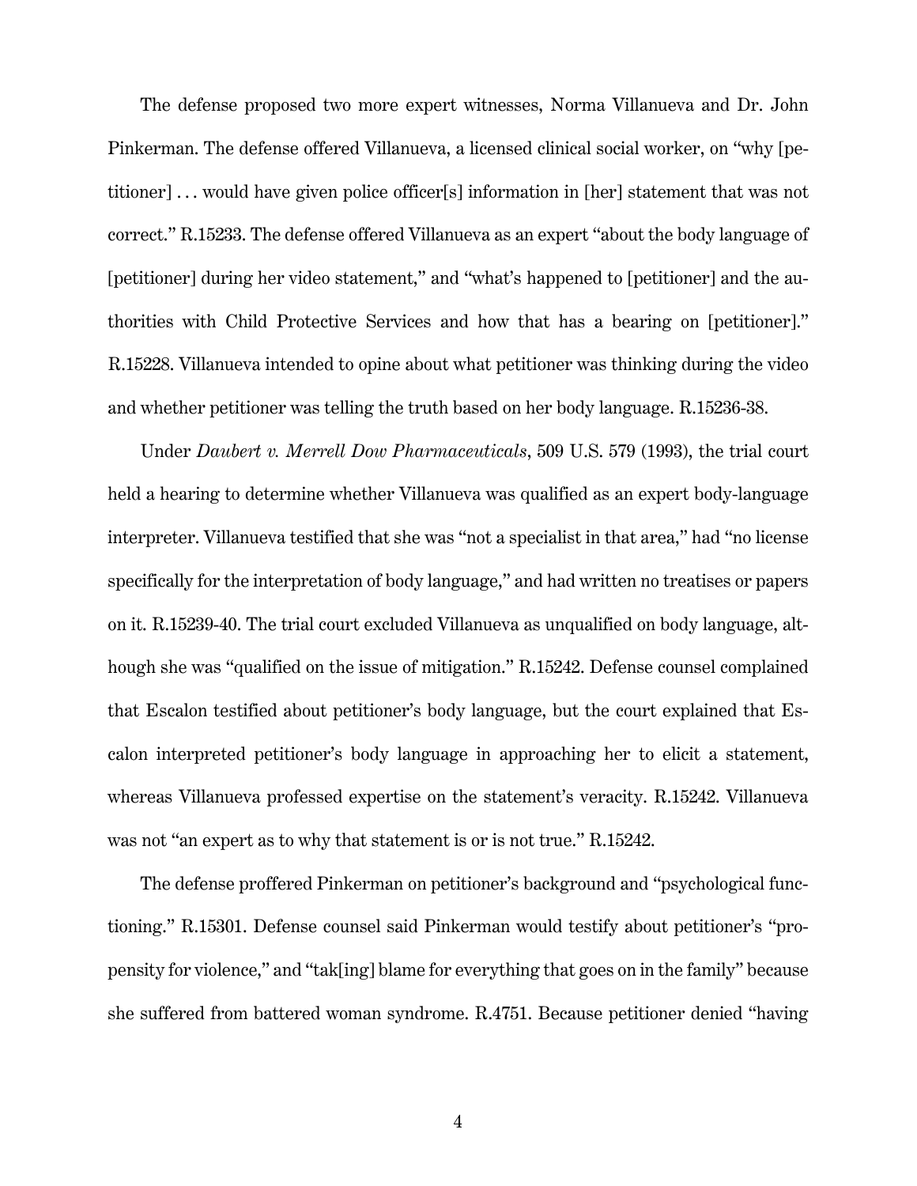The defense proposed two more expert witnesses, Norma Villanueva and Dr. John Pinkerman. The defense offered Villanueva, a licensed clinical social worker, on "why [petitioner] . . . would have given police officer[s] information in [her] statement that was not correct." R.15233. The defense offered Villanueva as an expert "about the body language of [petitioner] during her video statement," and "what's happened to [petitioner] and the authorities with Child Protective Services and how that has a bearing on [petitioner]." R.15228. Villanueva intended to opine about what petitioner was thinking during the video and whether petitioner was telling the truth based on her body language. R.15236-38.

Under *Daubert v. Merrell Dow Pharmaceuticals*, 509 U.S. 579 (1993), the trial court held a hearing to determine whether Villanueva was qualified as an expert body-language interpreter. Villanueva testified that she was "not a specialist in that area," had "no license specifically for the interpretation of body language," and had written no treatises or papers on it. R.15239-40. The trial court excluded Villanueva as unqualified on body language, although she was "qualified on the issue of mitigation." R.15242. Defense counsel complained that Escalon testified about petitioner's body language, but the court explained that Escalon interpreted petitioner's body language in approaching her to elicit a statement, whereas Villanueva professed expertise on the statement's veracity. R.15242. Villanueva was not "an expert as to why that statement is or is not true." R.15242.

The defense proffered Pinkerman on petitioner's background and "psychological functioning." R.15301. Defense counsel said Pinkerman would testify about petitioner's "propensity for violence," and "tak[ing] blame for everything that goes on in the family" because she suffered from battered woman syndrome. R.4751. Because petitioner denied "having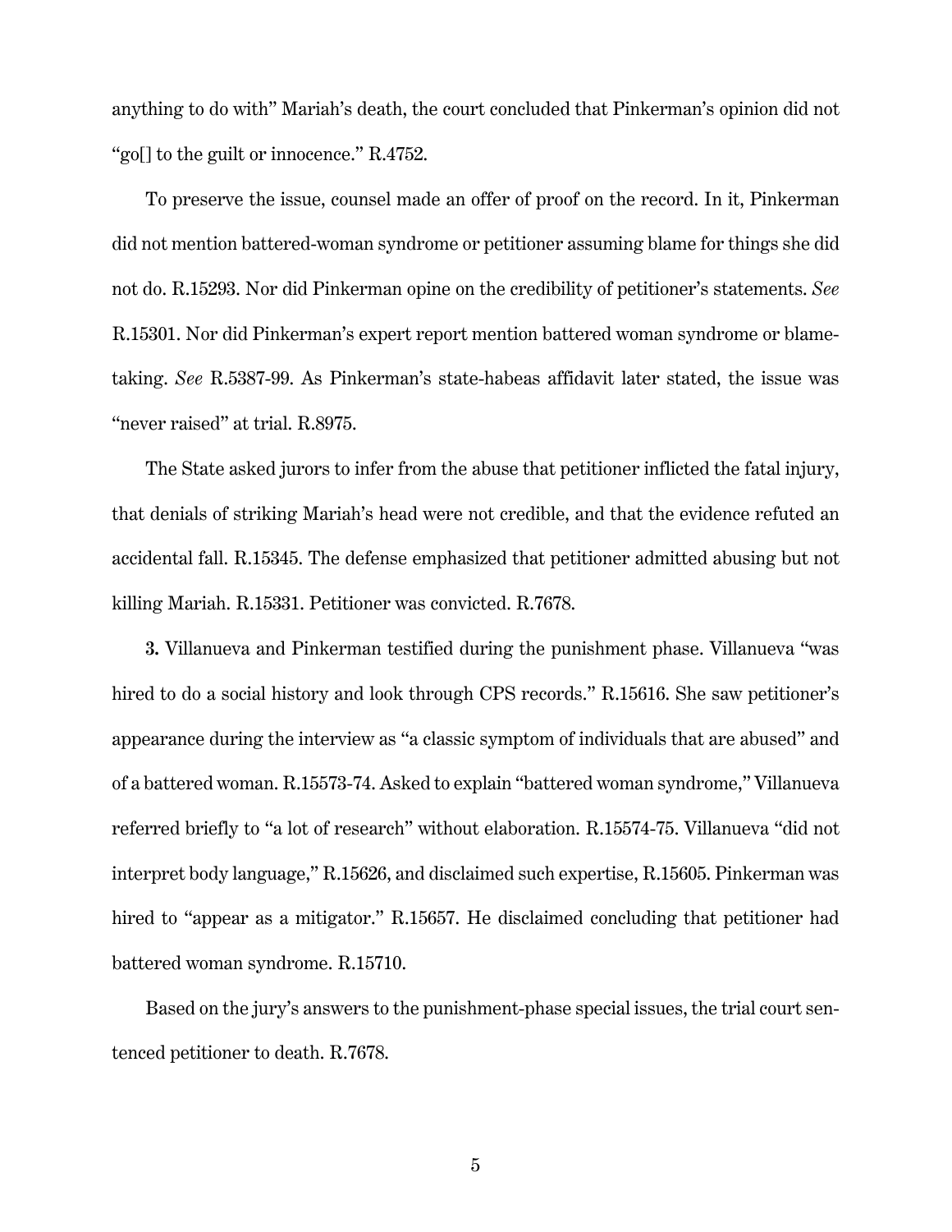anything to do with" Mariah's death, the court concluded that Pinkerman's opinion did not "go[] to the guilt or innocence." R.4752.

To preserve the issue, counsel made an offer of proof on the record. In it, Pinkerman did not mention battered-woman syndrome or petitioner assuming blame for things she did not do. R.15293. Nor did Pinkerman opine on the credibility of petitioner's statements. *See* R.15301. Nor did Pinkerman's expert report mention battered woman syndrome or blame-taking. *See* R.5387-99. As Pinkerman's state-habeas affidavit later stated, the issue was "never raised" at trial. R.8975.

The State asked jurors to infer from the abuse that petitioner inflicted the fatal injury, that denials of striking Mariah's head were not credible, and that the evidence refuted an accidental fall. R.15345. The defense emphasized that petitioner admitted abusing but not killing Mariah. R.15331. Petitioner was convicted. R.7678.

**3.** Villanueva and Pinkerman testified during the punishment phase. Villanueva "was hired to do a social history and look through CPS records." R.15616. She saw petitioner's appearance during the interview as "a classic symptom of individuals that are abused" and of a battered woman. R.15573-74. Asked to explain "battered woman syndrome," Villanueva referred briefly to "a lot of research" without elaboration. R.15574-75. Villanueva "did not interpret body language," R.15626, and disclaimed such expertise, R.15605. Pinkerman was hired to "appear as a mitigator." R.15657. He disclaimed concluding that petitioner had battered woman syndrome. R.15710.

Based on the jury's answers to the punishment-phase special issues, the trial court sentenced petitioner to death. R.7678.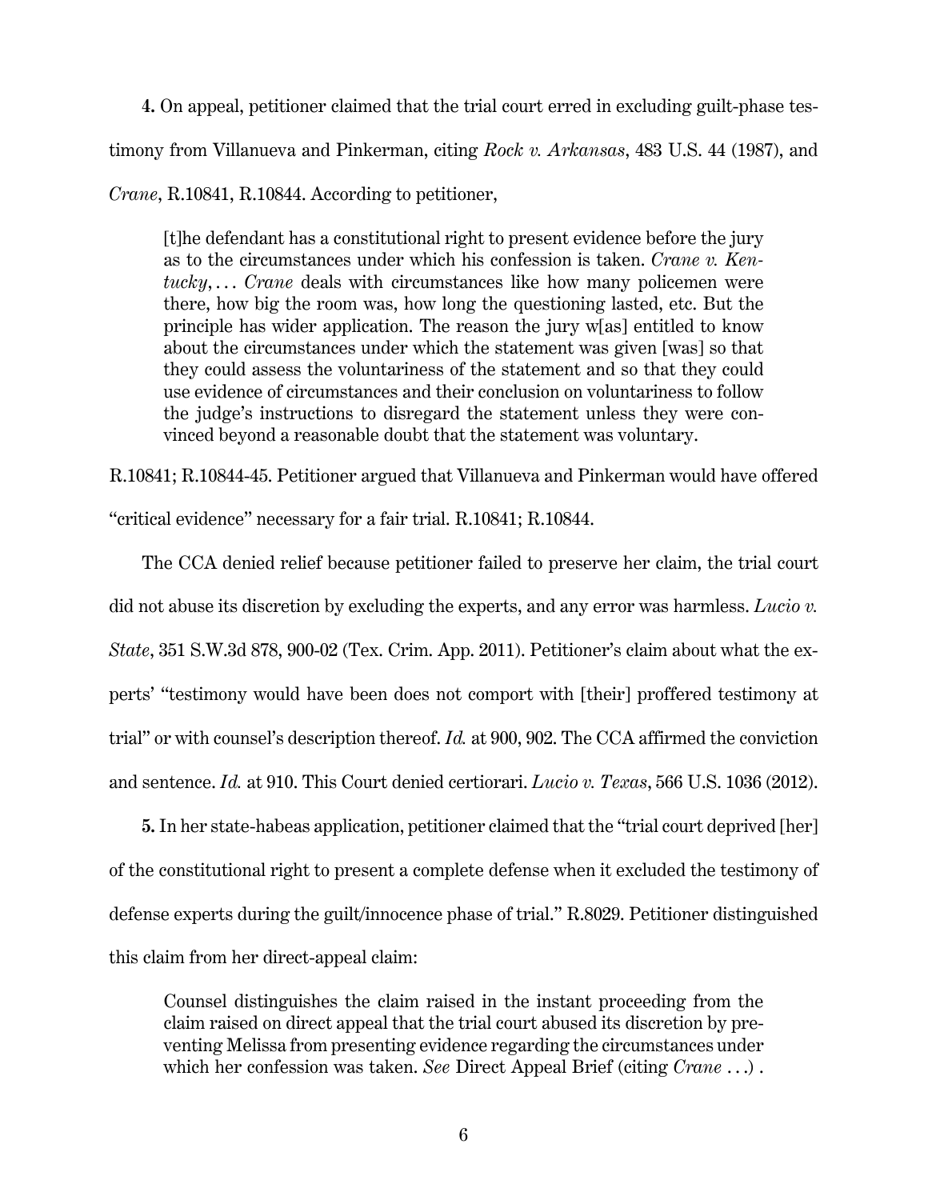**4.** On appeal, petitioner claimed that the trial court erred in excluding guilt-phase testimony from Villanueva and Pinkerman, citing *Rock v. Arkansas*, 483 U.S. 44 (1987), and *Crane*, R.10841, R.10844. According to petitioner,

> [t]he defendant has a constitutional right to present evidence before the jury as to the circumstances under which his confession is taken. *Crane v. Kentucky*, . . . *Crane* deals with circumstances like how many policemen were there, how big the room was, how long the questioning lasted, etc. But the principle has wider application. The reason the jury w[as] entitled to know about the circumstances under which the statement was given [was] so that they could assess the voluntariness of the statement and so that they could use evidence of circumstances and their conclusion on voluntariness to follow the judge's instructions to disregard the statement unless they were convinced beyond a reasonable doubt that the statement was voluntary.

R.10841; R.10844-45. Petitioner argued that Villanueva and Pinkerman would have offered "critical evidence" necessary for a fair trial. R.10841; R.10844.

The CCA denied relief because petitioner failed to preserve her claim, the trial court did not abuse its discretion by excluding the experts, and any error was harmless. *Lucio v. State*, 351 S.W.3d 878, 900-02 (Tex. Crim. App. 2011). Petitioner's claim about what the experts' "testimony would have been does not comport with [their] proffered testimony at trial" or with counsel's description thereof. *Id.* at 900, 902. The CCA affirmed the conviction and sentence. *Id.* at 910. This Court denied certiorari. *Lucio v. Texas*, 566 U.S. 1036 (2012).

**5.** In her state-habeas application, petitioner claimed that the "trial court deprived [her] of the constitutional right to present a complete defense when it excluded the testimony of defense experts during the guilt/innocence phase of trial." R.8029. Petitioner distinguished this claim from her direct-appeal claim:

> Counsel distinguishes the claim raised in the instant proceeding from the claim raised on direct appeal that the trial court abused its discretion by preventing Melissa from presenting evidence regarding the circumstances under which her confession was taken. *See* Direct Appeal Brief (citing *Crane* . . .) .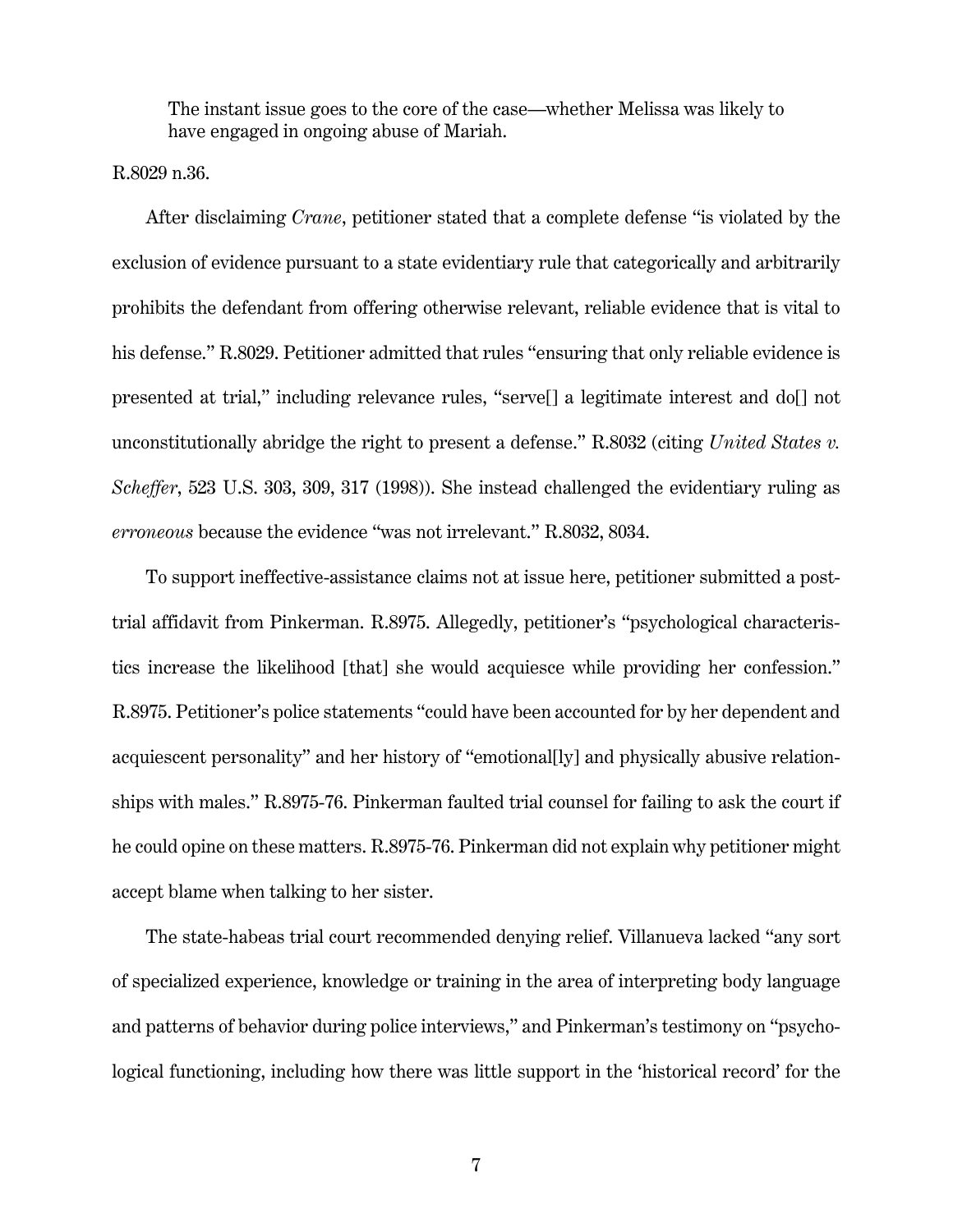> The instant issue goes to the core of the case—whether Melissa was likely to have engaged in ongoing abuse of Mariah.

R.8029 n.36.

After disclaiming *Crane*, petitioner stated that a complete defense "is violated by the exclusion of evidence pursuant to a state evidentiary rule that categorically and arbitrarily prohibits the defendant from offering otherwise relevant, reliable evidence that is vital to his defense." R.8029. Petitioner admitted that rules "ensuring that only reliable evidence is presented at trial," including relevance rules, "serve[] a legitimate interest and do[] not unconstitutionally abridge the right to present a defense." R.8032 (citing *United States v. Scheffer*, 523 U.S. 303, 309, 317 (1998)). She instead challenged the evidentiary ruling as *erroneous* because the evidence "was not irrelevant." R.8032, 8034.

To support ineffective-assistance claims not at issue here, petitioner submitted a post-trial affidavit from Pinkerman. R.8975. Allegedly, petitioner's "psychological characteristics increase the likelihood [that] she would acquiesce while providing her confession." R.8975. Petitioner's police statements "could have been accounted for by her dependent and acquiescent personality" and her history of "emotional[ly] and physically abusive relationships with males." R.8975-76. Pinkerman faulted trial counsel for failing to ask the court if he could opine on these matters. R.8975-76. Pinkerman did not explain why petitioner might accept blame when talking to her sister.

The state-habeas trial court recommended denying relief. Villanueva lacked "any sort of specialized experience, knowledge or training in the area of interpreting body language and patterns of behavior during police interviews," and Pinkerman's testimony on "psychological functioning, including how there was little support in the 'historical record' for the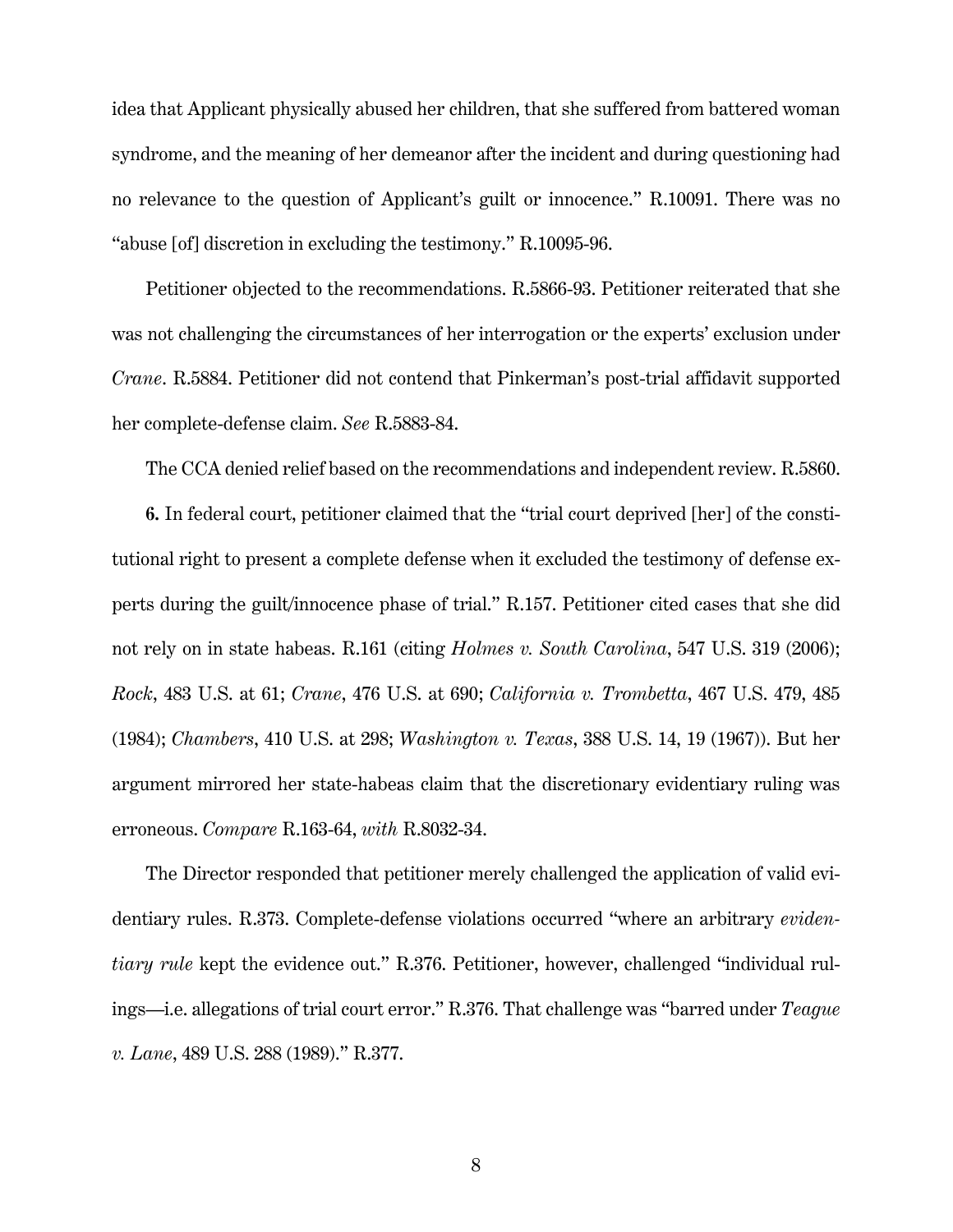idea that Applicant physically abused her children, that she suffered from battered woman syndrome, and the meaning of her demeanor after the incident and during questioning had no relevance to the question of Applicant's guilt or innocence." R.10091. There was no "abuse [of] discretion in excluding the testimony." R.10095-96.

Petitioner objected to the recommendations. R.5866-93. Petitioner reiterated that she was not challenging the circumstances of her interrogation or the experts' exclusion under *Crane*. R.5884. Petitioner did not contend that Pinkerman's post-trial affidavit supported her complete-defense claim. *See* R.5883-84.

The CCA denied relief based on the recommendations and independent review. R.5860.

**6.** In federal court, petitioner claimed that the "trial court deprived [her] of the constitutional right to present a complete defense when it excluded the testimony of defense experts during the guilt/innocence phase of trial." R.157. Petitioner cited cases that she did not rely on in state habeas. R.161 (citing *Holmes v. South Carolina*, 547 U.S. 319 (2006); *Rock*, 483 U.S. at 61; *Crane*, 476 U.S. at 690; *California v. Trombetta*, 467 U.S. 479, 485 (1984); *Chambers*, 410 U.S. at 298; *Washington v. Texas*, 388 U.S. 14, 19 (1967)). But her argument mirrored her state-habeas claim that the discretionary evidentiary ruling was erroneous. *Compare* R.163-64, *with* R.8032-34.

The Director responded that petitioner merely challenged the application of valid evidentiary rules. R.373. Complete-defense violations occurred "where an arbitrary *evidentiary rule* kept the evidence out." R.376. Petitioner, however, challenged "individual rulings—i.e. allegations of trial court error." R.376. That challenge was "barred under *Teague v. Lane*, 489 U.S. 288 (1989)." R.377.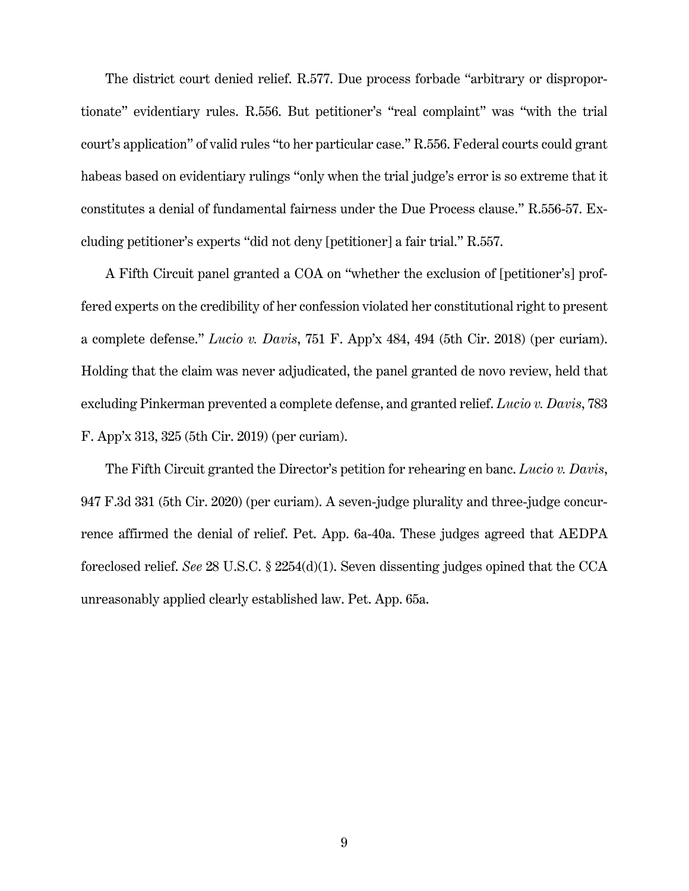The district court denied relief. R.577. Due process forbade "arbitrary or disproportionate" evidentiary rules. R.556. But petitioner's "real complaint" was "with the trial court's application" of valid rules "to her particular case." R.556. Federal courts could grant habeas based on evidentiary rulings "only when the trial judge's error is so extreme that it constitutes a denial of fundamental fairness under the Due Process clause." R.556-57. Excluding petitioner's experts "did not deny [petitioner] a fair trial." R.557.

A Fifth Circuit panel granted a COA on "whether the exclusion of [petitioner's] proffered experts on the credibility of her confession violated her constitutional right to present a complete defense." *Lucio v. Davis*, 751 F. App'x 484, 494 (5th Cir. 2018) (per curiam). Holding that the claim was never adjudicated, the panel granted de novo review, held that excluding Pinkerman prevented a complete defense, and granted relief. *Lucio v. Davis*, 783 F. App'x 313, 325 (5th Cir. 2019) (per curiam).

The Fifth Circuit granted the Director's petition for rehearing en banc. *Lucio v. Davis*, 947 F.3d 331 (5th Cir. 2020) (per curiam). A seven-judge plurality and three-judge concurrence affirmed the denial of relief. Pet. App. 6a-40a. These judges agreed that AEDPA foreclosed relief. *See* 28 U.S.C. § 2254(d)(1). Seven dissenting judges opined that the CCA unreasonably applied clearly established law. Pet. App. 65a.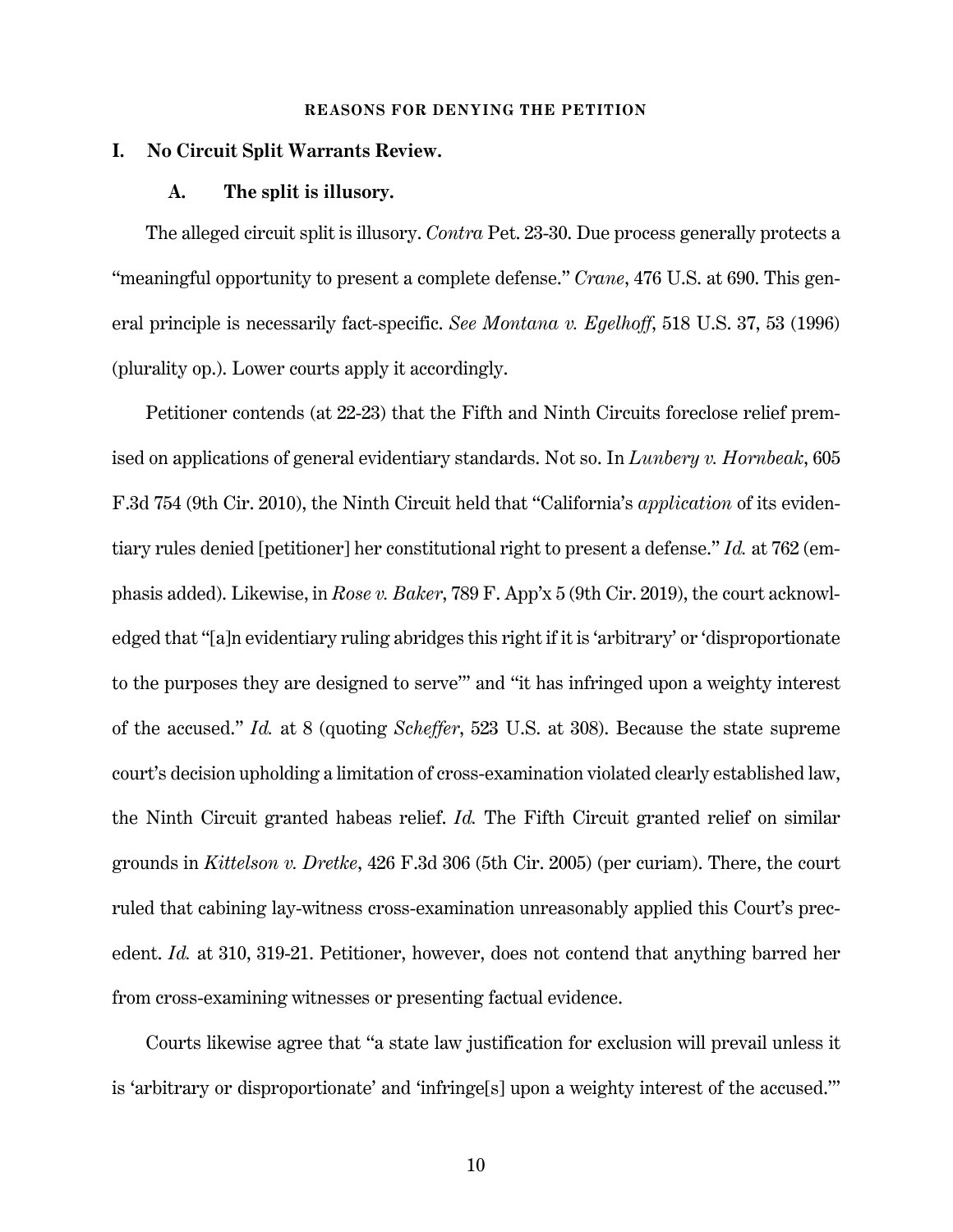## REASONS FOR DENYING THE PETITION

### I. No Circuit Split Warrants Review.

#### A. The split is illusory.

The alleged circuit split is illusory. *Contra* Pet. 23-30. Due process generally protects a "meaningful opportunity to present a complete defense." *Crane*, 476 U.S. at 690. This general principle is necessarily fact-specific. *See Montana v. Egelhoff*, 518 U.S. 37, 53 (1996) (plurality op.). Lower courts apply it accordingly.

Petitioner contends (at 22-23) that the Fifth and Ninth Circuits foreclose relief premised on applications of general evidentiary standards. Not so. In *Lunbery v. Hornbeak*, 605 F.3d 754 (9th Cir. 2010), the Ninth Circuit held that "California's *application* of its evidentiary rules denied [petitioner] her constitutional right to present a defense." *Id.* at 762 (emphasis added). Likewise, in *Rose v. Baker*, 789 F. App'x 5 (9th Cir. 2019), the court acknowledged that "[a]n evidentiary ruling abridges this right if it is 'arbitrary' or 'disproportionate to the purposes they are designed to serve'" and "it has infringed upon a weighty interest of the accused." *Id.* at 8 (quoting *Scheffer*, 523 U.S. at 308). Because the state supreme court's decision upholding a limitation of cross-examination violated clearly established law, the Ninth Circuit granted habeas relief. *Id.* The Fifth Circuit granted relief on similar grounds in *Kittelson v. Dretke*, 426 F.3d 306 (5th Cir. 2005) (per curiam). There, the court ruled that cabining lay-witness cross-examination unreasonably applied this Court's precedent. *Id.* at 310, 319-21. Petitioner, however, does not contend that anything barred her from cross-examining witnesses or presenting factual evidence.

Courts likewise agree that "a state law justification for exclusion will prevail unless it is 'arbitrary or disproportionate' and 'infringe[s] upon a weighty interest of the accused.'"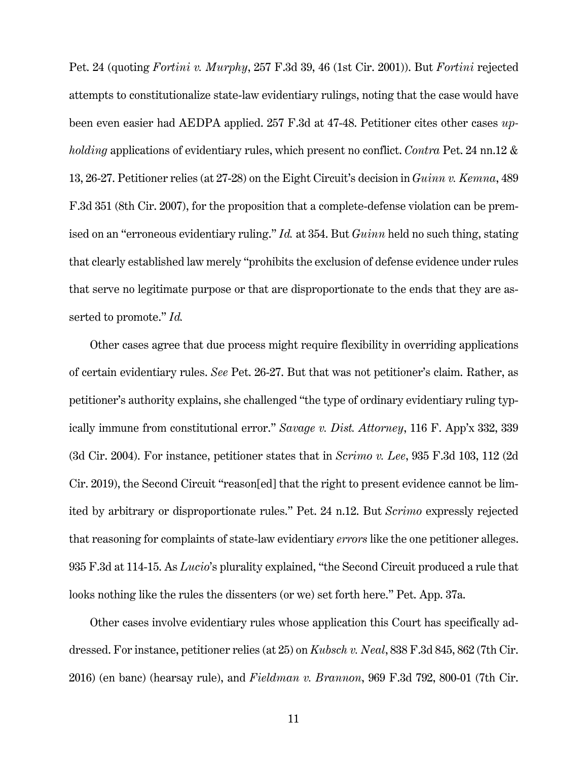Pet. 24 (quoting *Fortini v. Murphy*, 257 F.3d 39, 46 (1st Cir. 2001)). But *Fortini* rejected attempts to constitutionalize state-law evidentiary rulings, noting that the case would have been even easier had AEDPA applied. 257 F.3d at 47-48. Petitioner cites other cases *upholding* applications of evidentiary rules, which present no conflict. *Contra* Pet. 24 nn.12 & 13, 26-27. Petitioner relies (at 27-28) on the Eight Circuit's decision in *Guinn v. Kemna*, 489 F.3d 351 (8th Cir. 2007), for the proposition that a complete-defense violation can be premised on an "erroneous evidentiary ruling." *Id.* at 354. But *Guinn* held no such thing, stating that clearly established law merely "prohibits the exclusion of defense evidence under rules that serve no legitimate purpose or that are disproportionate to the ends that they are asserted to promote." *Id.*

Other cases agree that due process might require flexibility in overriding applications of certain evidentiary rules. *See* Pet. 26-27. But that was not petitioner's claim. Rather, as petitioner's authority explains, she challenged "the type of ordinary evidentiary ruling typically immune from constitutional error." *Savage v. Dist. Attorney*, 116 F. App'x 332, 339 (3d Cir. 2004). For instance, petitioner states that in *Scrimo v. Lee*, 935 F.3d 103, 112 (2d Cir. 2019), the Second Circuit "reason[ed] that the right to present evidence cannot be limited by arbitrary or disproportionate rules." Pet. 24 n.12. But *Scrimo* expressly rejected that reasoning for complaints of state-law evidentiary *errors* like the one petitioner alleges. 935 F.3d at 114-15. As *Lucio*'s plurality explained, "the Second Circuit produced a rule that looks nothing like the rules the dissenters (or we) set forth here." Pet. App. 37a.

Other cases involve evidentiary rules whose application this Court has specifically addressed. For instance, petitioner relies (at 25) on *Kubsch v. Neal*, 838 F.3d 845, 862 (7th Cir. 2016) (en banc) (hearsay rule), and *Fieldman v. Brannon*, 969 F.3d 792, 800-01 (7th Cir.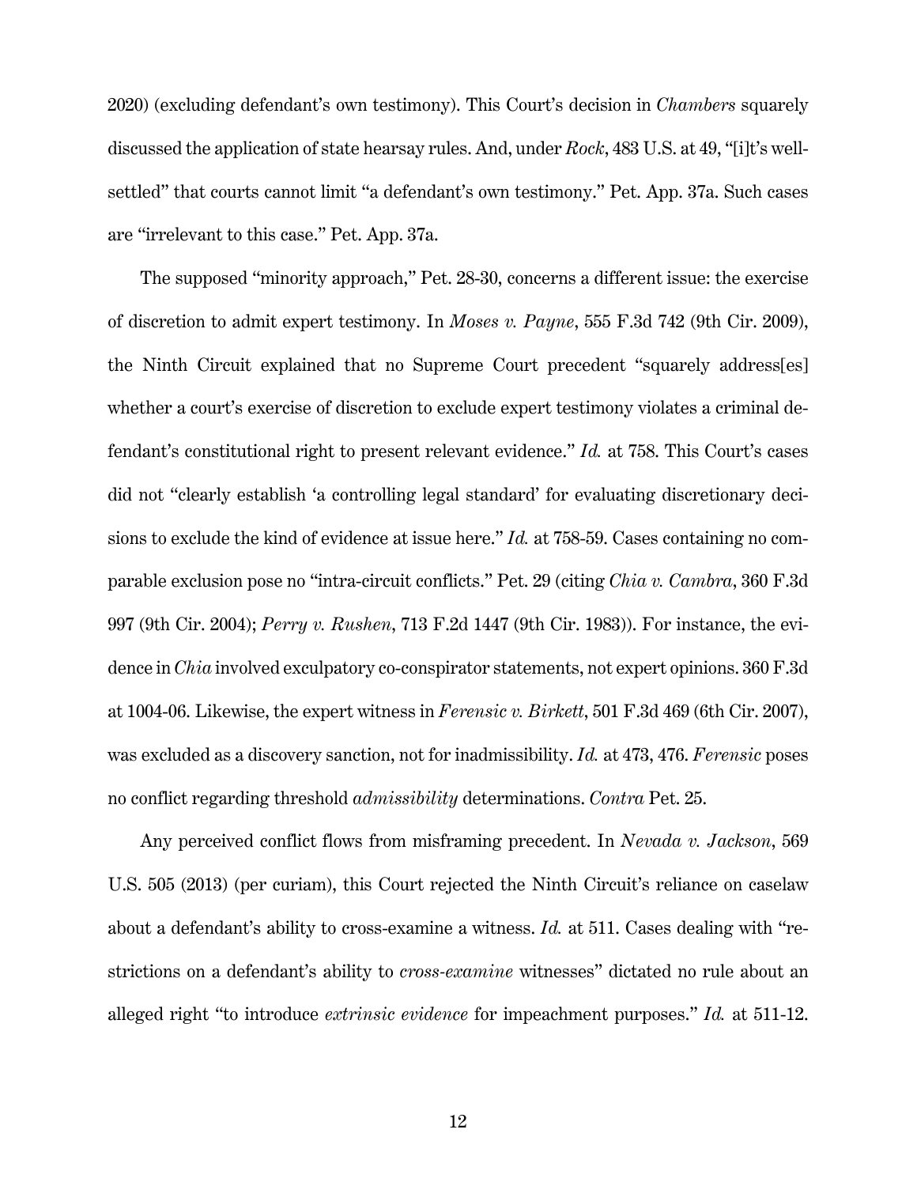2020) (excluding defendant's own testimony). This Court's decision in *Chambers* squarely discussed the application of state hearsay rules. And, under *Rock*, 483 U.S. at 49, "[i]t's well-settled" that courts cannot limit "a defendant's own testimony." Pet. App. 37a. Such cases are "irrelevant to this case." Pet. App. 37a.

The supposed "minority approach," Pet. 28-30, concerns a different issue: the exercise of discretion to admit expert testimony. In *Moses v. Payne*, 555 F.3d 742 (9th Cir. 2009), the Ninth Circuit explained that no Supreme Court precedent "squarely address[es] whether a court's exercise of discretion to exclude expert testimony violates a criminal defendant's constitutional right to present relevant evidence." *Id.* at 758. This Court's cases did not "clearly establish 'a controlling legal standard' for evaluating discretionary decisions to exclude the kind of evidence at issue here." *Id.* at 758-59. Cases containing no comparable exclusion pose no "intra-circuit conflicts." Pet. 29 (citing *Chia v. Cambra*, 360 F.3d 997 (9th Cir. 2004); *Perry v. Rushen*, 713 F.2d 1447 (9th Cir. 1983)). For instance, the evidence in *Chia* involved exculpatory co-conspirator statements, not expert opinions. 360 F.3d at 1004-06. Likewise, the expert witness in *Ferensic v. Birkett*, 501 F.3d 469 (6th Cir. 2007), was excluded as a discovery sanction, not for inadmissibility. *Id.* at 473, 476. *Ferensic* poses no conflict regarding threshold *admissibility* determinations. *Contra* Pet. 25.

Any perceived conflict flows from misframing precedent. In *Nevada v. Jackson*, 569 U.S. 505 (2013) (per curiam), this Court rejected the Ninth Circuit's reliance on caselaw about a defendant's ability to cross-examine a witness. *Id.* at 511. Cases dealing with "restrictions on a defendant's ability to *cross-examine* witnesses" dictated no rule about an alleged right "to introduce *extrinsic evidence* for impeachment purposes." *Id.* at 511-12.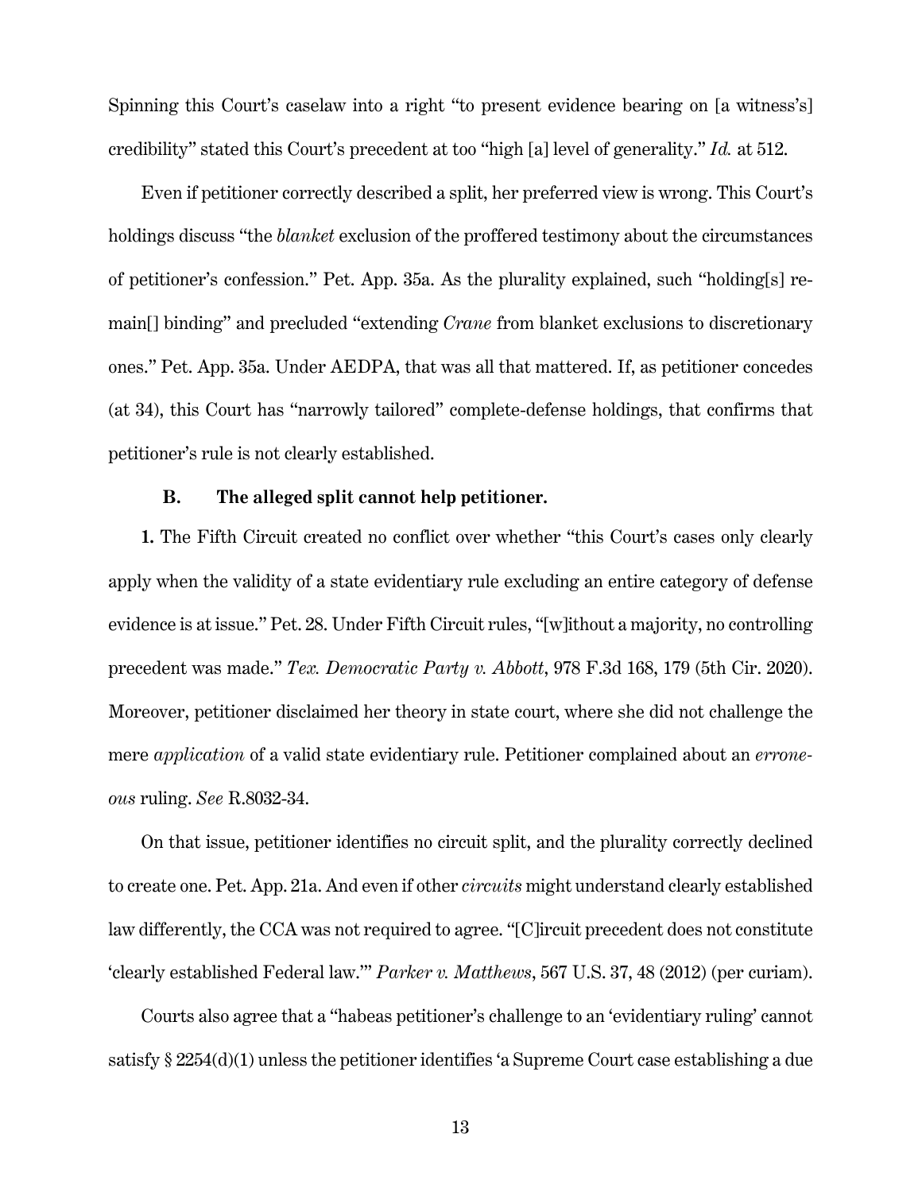Spinning this Court's caselaw into a right "to present evidence bearing on [a witness's] credibility" stated this Court's precedent at too "high [a] level of generality." *Id.* at 512.

Even if petitioner correctly described a split, her preferred view is wrong. This Court's holdings discuss "the *blanket* exclusion of the proffered testimony about the circumstances of petitioner's confession." Pet. App. 35a. As the plurality explained, such "holding[s] remain[] binding" and precluded "extending *Crane* from blanket exclusions to discretionary ones." Pet. App. 35a. Under AEDPA, that was all that mattered. If, as petitioner concedes (at 34), this Court has "narrowly tailored" complete-defense holdings, that confirms that petitioner's rule is not clearly established.

### B. The alleged split cannot help petitioner.

**1.** The Fifth Circuit created no conflict over whether "this Court's cases only clearly apply when the validity of a state evidentiary rule excluding an entire category of defense evidence is at issue." Pet. 28. Under Fifth Circuit rules, "[w]ithout a majority, no controlling precedent was made." *Tex. Democratic Party v. Abbott*, 978 F.3d 168, 179 (5th Cir. 2020). Moreover, petitioner disclaimed her theory in state court, where she did not challenge the mere *application* of a valid state evidentiary rule. Petitioner complained about an *erroneous* ruling. *See* R.8032-34.

On that issue, petitioner identifies no circuit split, and the plurality correctly declined to create one. Pet. App. 21a. And even if other *circuits* might understand clearly established law differently, the CCA was not required to agree. "[C]ircuit precedent does not constitute 'clearly established Federal law.'" *Parker v. Matthews*, 567 U.S. 37, 48 (2012) (per curiam).

Courts also agree that a "habeas petitioner's challenge to an 'evidentiary ruling' cannot satisfy § 2254(d)(1) unless the petitioner identifies 'a Supreme Court case establishing a due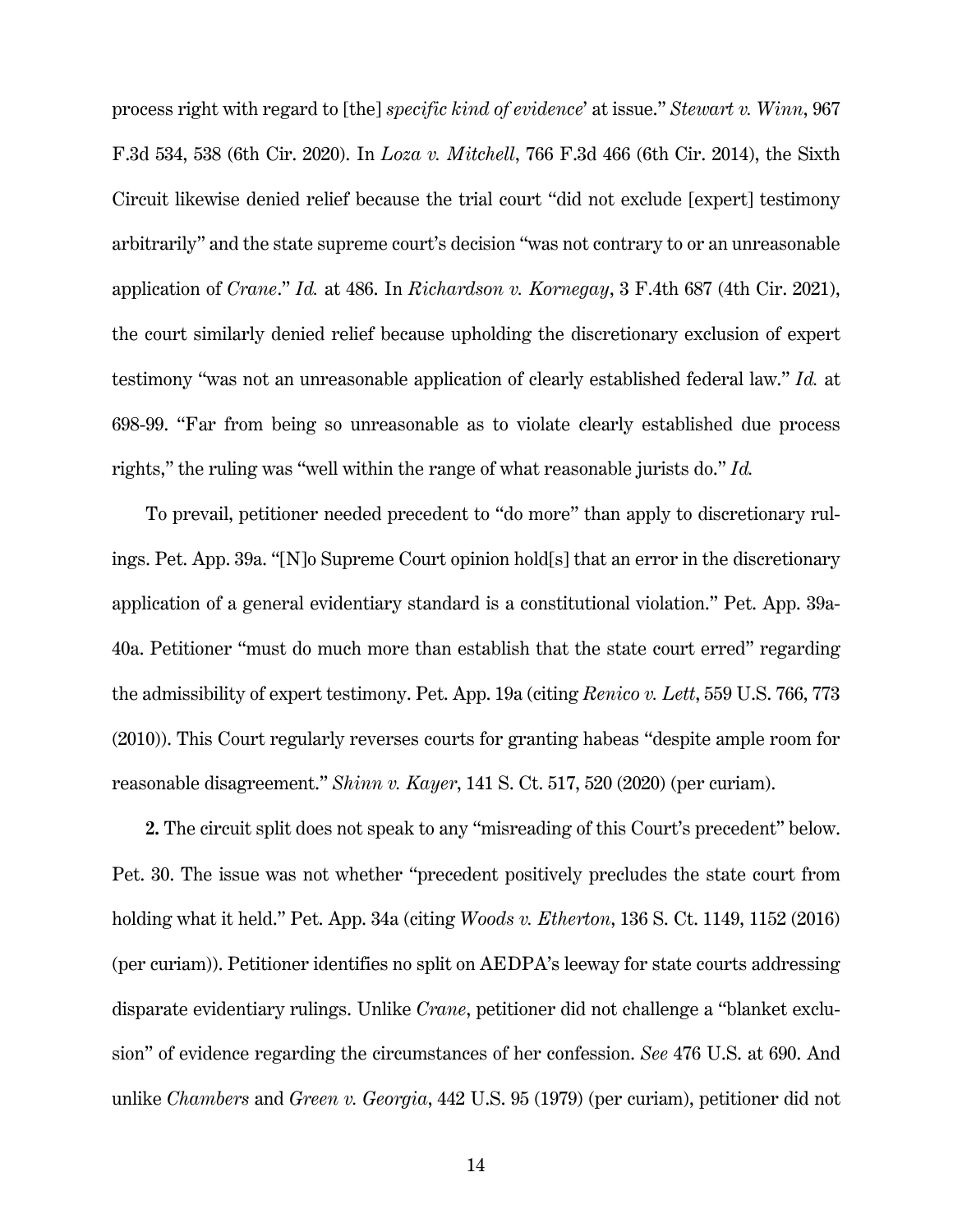process right with regard to [the] *specific kind of evidence*' at issue." *Stewart v. Winn*, 967 F.3d 534, 538 (6th Cir. 2020). In *Loza v. Mitchell*, 766 F.3d 466 (6th Cir. 2014), the Sixth Circuit likewise denied relief because the trial court "did not exclude [expert] testimony arbitrarily" and the state supreme court's decision "was not contrary to or an unreasonable application of *Crane*." *Id.* at 486. In *Richardson v. Kornegay*, 3 F.4th 687 (4th Cir. 2021), the court similarly denied relief because upholding the discretionary exclusion of expert testimony "was not an unreasonable application of clearly established federal law." *Id.* at 698-99. "Far from being so unreasonable as to violate clearly established due process rights," the ruling was "well within the range of what reasonable jurists do." *Id.*

To prevail, petitioner needed precedent to "do more" than apply to discretionary rulings. Pet. App. 39a. "[N]o Supreme Court opinion hold[s] that an error in the discretionary application of a general evidentiary standard is a constitutional violation." Pet. App. 39a-40a. Petitioner "must do much more than establish that the state court erred" regarding the admissibility of expert testimony. Pet. App. 19a (citing *Renico v. Lett*, 559 U.S. 766, 773 (2010)). This Court regularly reverses courts for granting habeas "despite ample room for reasonable disagreement." *Shinn v. Kayer*, 141 S. Ct. 517, 520 (2020) (per curiam).

**2.** The circuit split does not speak to any "misreading of this Court's precedent" below. Pet. 30. The issue was not whether "precedent positively precludes the state court from holding what it held." Pet. App. 34a (citing *Woods v. Etherton*, 136 S. Ct. 1149, 1152 (2016) (per curiam)). Petitioner identifies no split on AEDPA's leeway for state courts addressing disparate evidentiary rulings. Unlike *Crane*, petitioner did not challenge a "blanket exclusion" of evidence regarding the circumstances of her confession. *See* 476 U.S. at 690. And unlike *Chambers* and *Green v. Georgia*, 442 U.S. 95 (1979) (per curiam), petitioner did not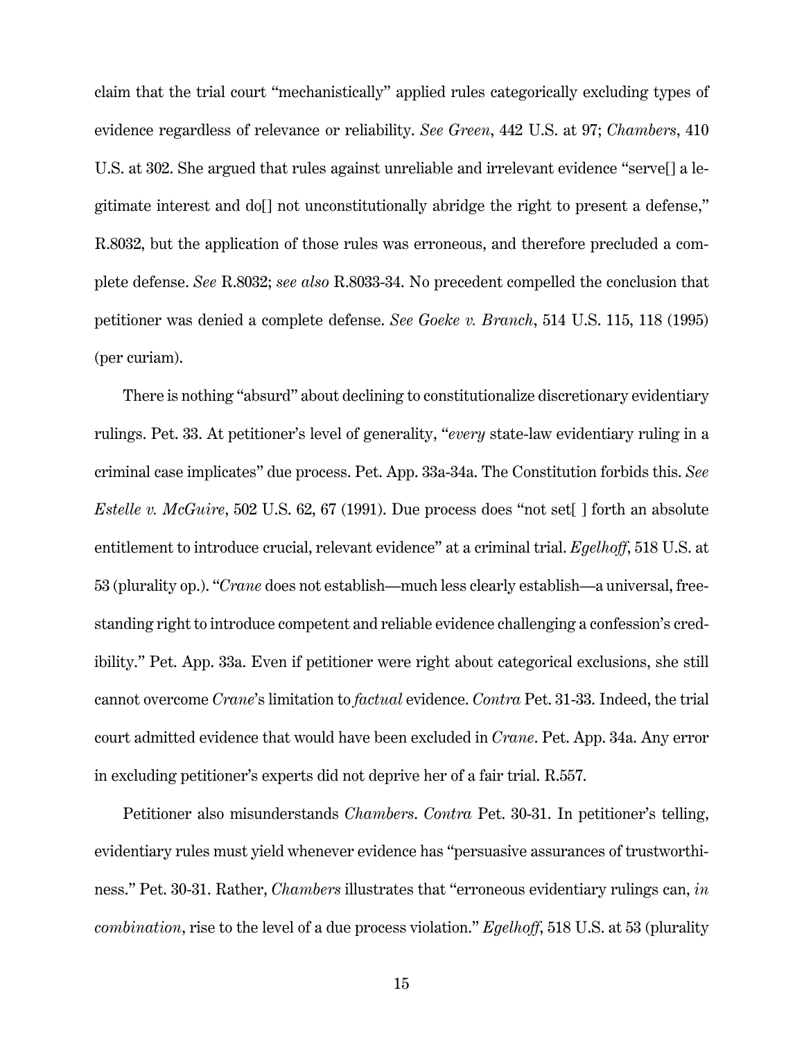claim that the trial court "mechanistically" applied rules categorically excluding types of evidence regardless of relevance or reliability. *See Green*, 442 U.S. at 97; *Chambers*, 410 U.S. at 302. She argued that rules against unreliable and irrelevant evidence "serve[] a legitimate interest and do[] not unconstitutionally abridge the right to present a defense," R.8032, but the application of those rules was erroneous, and therefore precluded a complete defense. *See* R.8032; *see also* R.8033-34. No precedent compelled the conclusion that petitioner was denied a complete defense. *See Goeke v. Branch*, 514 U.S. 115, 118 (1995) (per curiam).

There is nothing "absurd" about declining to constitutionalize discretionary evidentiary rulings. Pet. 33. At petitioner's level of generality, "*every* state-law evidentiary ruling in a criminal case implicates" due process. Pet. App. 33a-34a. The Constitution forbids this. *See Estelle v. McGuire*, 502 U.S. 62, 67 (1991). Due process does "not set[ ] forth an absolute entitlement to introduce crucial, relevant evidence" at a criminal trial. *Egelhoff*, 518 U.S. at 53 (plurality op.). "*Crane* does not establish—much less clearly establish—a universal, freestanding right to introduce competent and reliable evidence challenging a confession's credibility." Pet. App. 33a. Even if petitioner were right about categorical exclusions, she still cannot overcome *Crane*'s limitation to *factual* evidence. *Contra* Pet. 31-33. Indeed, the trial court admitted evidence that would have been excluded in *Crane*. Pet. App. 34a. Any error in excluding petitioner's experts did not deprive her of a fair trial. R.557.

Petitioner also misunderstands *Chambers*. *Contra* Pet. 30-31. In petitioner's telling, evidentiary rules must yield whenever evidence has "persuasive assurances of trustworthiness." Pet. 30-31. Rather, *Chambers* illustrates that "erroneous evidentiary rulings can, *in combination*, rise to the level of a due process violation." *Egelhoff*, 518 U.S. at 53 (plurality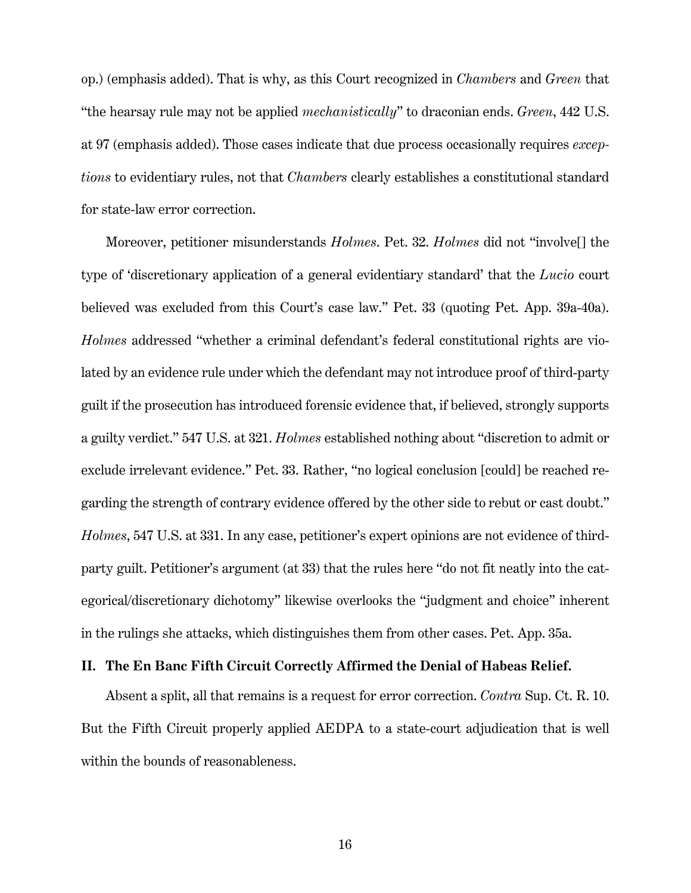op.) (emphasis added). That is why, as this Court recognized in *Chambers* and *Green* that "the hearsay rule may not be applied *mechanistically*" to draconian ends. *Green*, 442 U.S. at 97 (emphasis added). Those cases indicate that due process occasionally requires *exceptions* to evidentiary rules, not that *Chambers* clearly establishes a constitutional standard for state-law error correction.

Moreover, petitioner misunderstands *Holmes*. Pet. 32. *Holmes* did not "involve[] the type of 'discretionary application of a general evidentiary standard' that the *Lucio* court believed was excluded from this Court's case law." Pet. 33 (quoting Pet. App. 39a-40a). *Holmes* addressed "whether a criminal defendant's federal constitutional rights are violated by an evidence rule under which the defendant may not introduce proof of third-party guilt if the prosecution has introduced forensic evidence that, if believed, strongly supports a guilty verdict." 547 U.S. at 321. *Holmes* established nothing about "discretion to admit or exclude irrelevant evidence." Pet. 33. Rather, "no logical conclusion [could] be reached regarding the strength of contrary evidence offered by the other side to rebut or cast doubt." *Holmes*, 547 U.S. at 331. In any case, petitioner's expert opinions are not evidence of third-party guilt. Petitioner's argument (at 33) that the rules here "do not fit neatly into the categorical/discretionary dichotomy" likewise overlooks the "judgment and choice" inherent in the rulings she attacks, which distinguishes them from other cases. Pet. App. 35a.

## II. The En Banc Fifth Circuit Correctly Affirmed the Denial of Habeas Relief.

Absent a split, all that remains is a request for error correction. *Contra* Sup. Ct. R. 10. But the Fifth Circuit properly applied AEDPA to a state-court adjudication that is well within the bounds of reasonableness.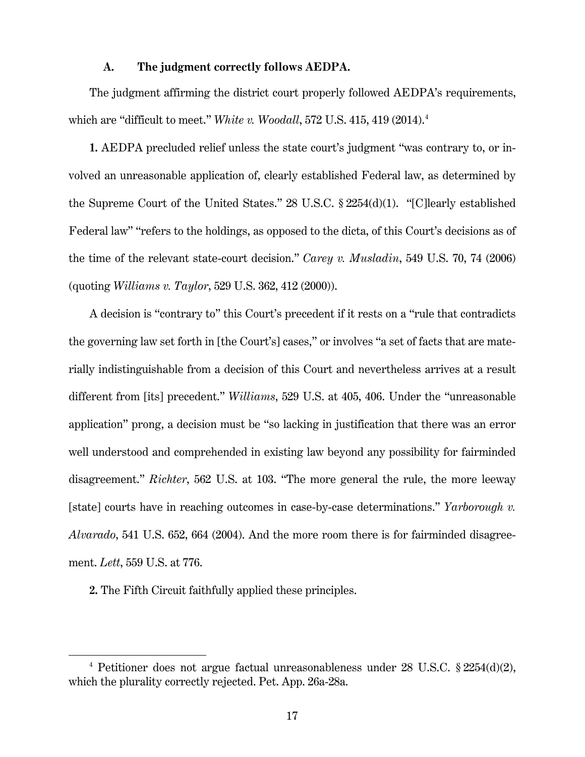### A. The judgment correctly follows AEDPA.

The judgment affirming the district court properly followed AEDPA's requirements, which are "difficult to meet." *White v. Woodall*, 572 U.S. 415, 419 (2014).[4]

**1.** AEDPA precluded relief unless the state court's judgment "was contrary to, or involved an unreasonable application of, clearly established Federal law, as determined by the Supreme Court of the United States." 28 U.S.C. § 2254(d)(1). "[C]learly established Federal law" "refers to the holdings, as opposed to the dicta, of this Court's decisions as of the time of the relevant state-court decision." *Carey v. Musladin*, 549 U.S. 70, 74 (2006) (quoting *Williams v. Taylor*, 529 U.S. 362, 412 (2000)).

A decision is "contrary to" this Court's precedent if it rests on a "rule that contradicts the governing law set forth in [the Court's] cases," or involves "a set of facts that are materially indistinguishable from a decision of this Court and nevertheless arrives at a result different from [its] precedent." *Williams*, 529 U.S. at 405, 406. Under the "unreasonable application" prong, a decision must be "so lacking in justification that there was an error well understood and comprehended in existing law beyond any possibility for fairminded disagreement." *Richter*, 562 U.S. at 103. "The more general the rule, the more leeway [state] courts have in reaching outcomes in case-by-case determinations." *Yarborough v. Alvarado*, 541 U.S. 652, 664 (2004). And the more room there is for fairminded disagreement. *Lett*, 559 U.S. at 776.

**2.** The Fifth Circuit faithfully applied these principles.

---

[4] Petitioner does not argue factual unreasonableness under 28 U.S.C. § 2254(d)(2), which the plurality correctly rejected. Pet. App. 26a-28a.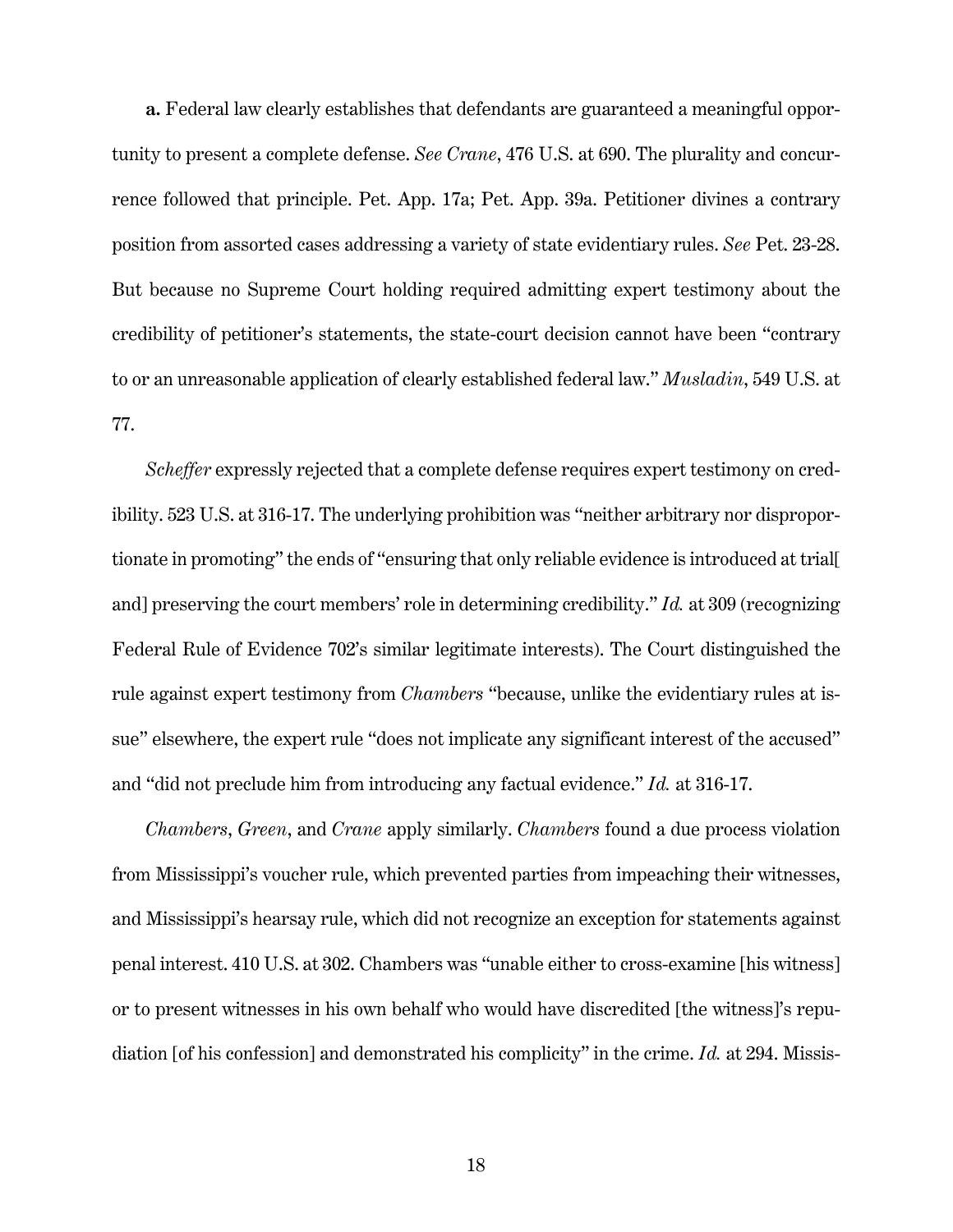**a.** Federal law clearly establishes that defendants are guaranteed a meaningful opportunity to present a complete defense. *See Crane*, 476 U.S. at 690. The plurality and concurrence followed that principle. Pet. App. 17a; Pet. App. 39a. Petitioner divines a contrary position from assorted cases addressing a variety of state evidentiary rules. *See* Pet. 23-28. But because no Supreme Court holding required admitting expert testimony about the credibility of petitioner's statements, the state-court decision cannot have been "contrary to or an unreasonable application of clearly established federal law." *Musladin*, 549 U.S. at 77.

*Scheffer* expressly rejected that a complete defense requires expert testimony on credibility. 523 U.S. at 316-17. The underlying prohibition was "neither arbitrary nor disproportionate in promoting" the ends of "ensuring that only reliable evidence is introduced at trial[ and] preserving the court members' role in determining credibility." *Id.* at 309 (recognizing Federal Rule of Evidence 702's similar legitimate interests). The Court distinguished the rule against expert testimony from *Chambers* "because, unlike the evidentiary rules at issue" elsewhere, the expert rule "does not implicate any significant interest of the accused" and "did not preclude him from introducing any factual evidence." *Id.* at 316-17.

*Chambers*, *Green*, and *Crane* apply similarly. *Chambers* found a due process violation from Mississippi's voucher rule, which prevented parties from impeaching their witnesses, and Mississippi's hearsay rule, which did not recognize an exception for statements against penal interest. 410 U.S. at 302. Chambers was "unable either to cross-examine [his witness] or to present witnesses in his own behalf who would have discredited [the witness]'s repudiation [of his confession] and demonstrated his complicity" in the crime. *Id.* at 294. Missis-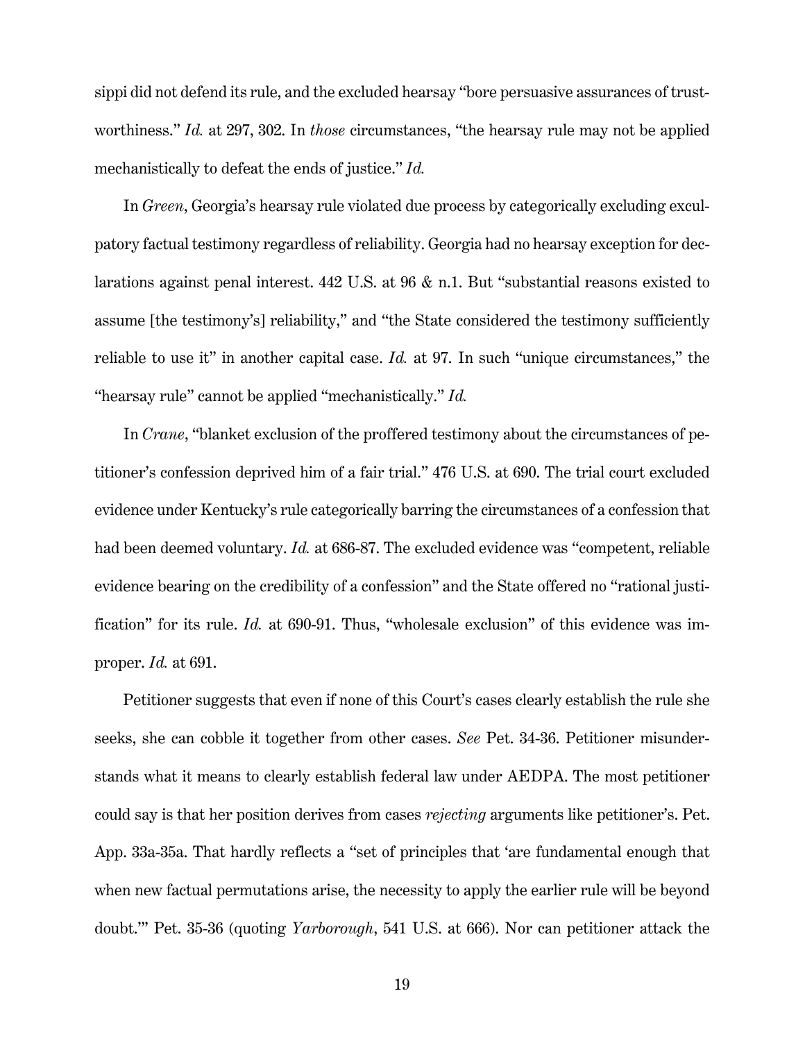sippi did not defend its rule, and the excluded hearsay "bore persuasive assurances of trustworthiness." *Id.* at 297, 302. In *those* circumstances, "the hearsay rule may not be applied mechanistically to defeat the ends of justice." *Id.*

In *Green*, Georgia's hearsay rule violated due process by categorically excluding exculpatory factual testimony regardless of reliability. Georgia had no hearsay exception for declarations against penal interest. 442 U.S. at 96 & n.1. But "substantial reasons existed to assume [the testimony's] reliability," and "the State considered the testimony sufficiently reliable to use it" in another capital case. *Id.* at 97. In such "unique circumstances," the "hearsay rule" cannot be applied "mechanistically." *Id.*

In *Crane*, "blanket exclusion of the proffered testimony about the circumstances of petitioner's confession deprived him of a fair trial." 476 U.S. at 690. The trial court excluded evidence under Kentucky's rule categorically barring the circumstances of a confession that had been deemed voluntary. *Id.* at 686-87. The excluded evidence was "competent, reliable evidence bearing on the credibility of a confession" and the State offered no "rational justification" for its rule. *Id.* at 690-91. Thus, "wholesale exclusion" of this evidence was improper. *Id.* at 691.

Petitioner suggests that even if none of this Court's cases clearly establish the rule she seeks, she can cobble it together from other cases. *See* Pet. 34-36. Petitioner misunderstands what it means to clearly establish federal law under AEDPA. The most petitioner could say is that her position derives from cases *rejecting* arguments like petitioner's. Pet. App. 33a-35a. That hardly reflects a "set of principles that 'are fundamental enough that when new factual permutations arise, the necessity to apply the earlier rule will be beyond doubt.'" Pet. 35-36 (quoting *Yarborough*, 541 U.S. at 666). Nor can petitioner attack the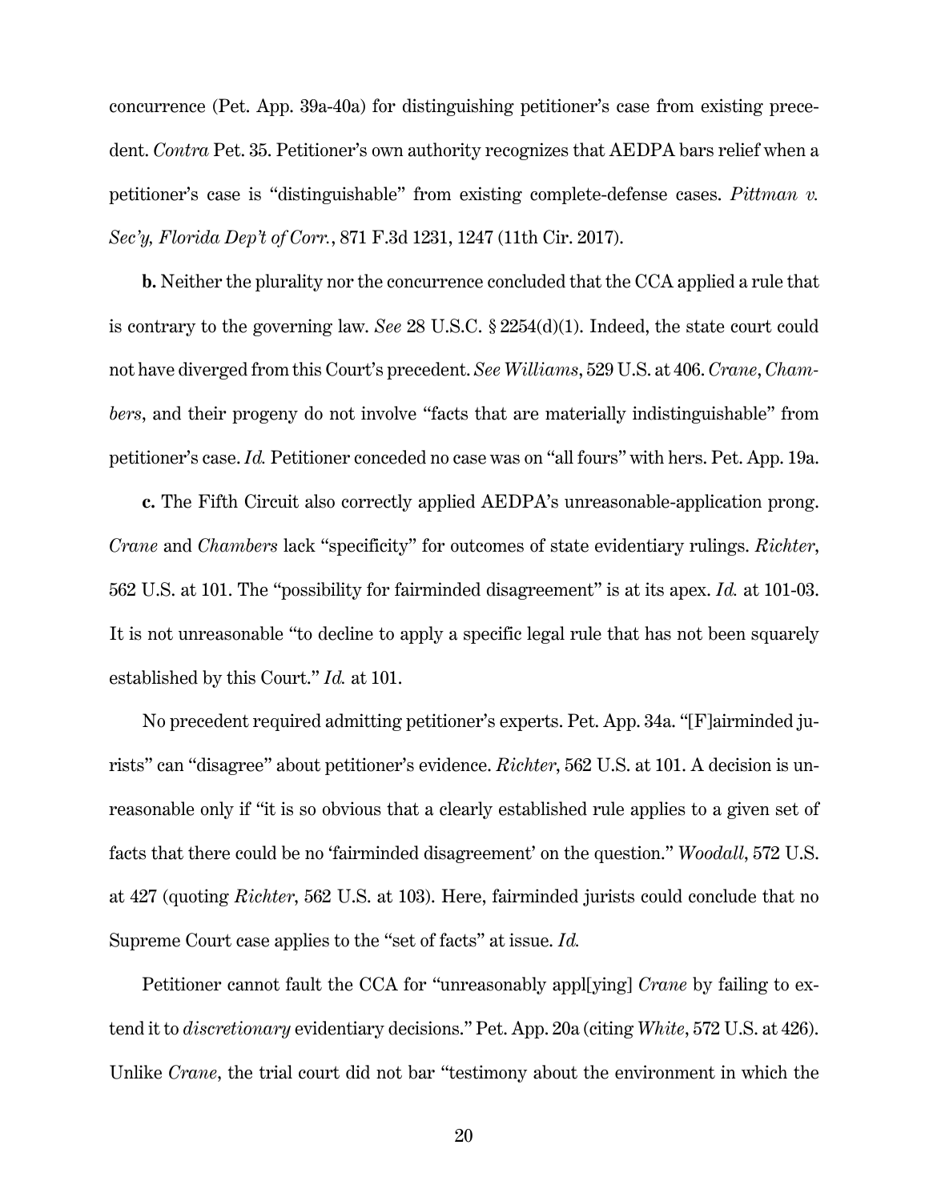concurrence (Pet. App. 39a-40a) for distinguishing petitioner's case from existing precedent. *Contra* Pet. 35. Petitioner's own authority recognizes that AEDPA bars relief when a petitioner's case is "distinguishable" from existing complete-defense cases. *Pittman v. Sec'y, Florida Dep't of Corr.*, 871 F.3d 1231, 1247 (11th Cir. 2017).

**b.** Neither the plurality nor the concurrence concluded that the CCA applied a rule that is contrary to the governing law. *See* 28 U.S.C. § 2254(d)(1). Indeed, the state court could not have diverged from this Court's precedent. *See Williams*, 529 U.S. at 406. *Crane*, *Chambers*, and their progeny do not involve "facts that are materially indistinguishable" from petitioner's case. *Id.* Petitioner conceded no case was on "all fours" with hers. Pet. App. 19a.

**c.** The Fifth Circuit also correctly applied AEDPA's unreasonable-application prong. *Crane* and *Chambers* lack "specificity" for outcomes of state evidentiary rulings. *Richter*, 562 U.S. at 101. The "possibility for fairminded disagreement" is at its apex. *Id.* at 101-03. It is not unreasonable "to decline to apply a specific legal rule that has not been squarely established by this Court." *Id.* at 101.

No precedent required admitting petitioner's experts. Pet. App. 34a. "[F]airminded jurists" can "disagree" about petitioner's evidence. *Richter*, 562 U.S. at 101. A decision is unreasonable only if "it is so obvious that a clearly established rule applies to a given set of facts that there could be no 'fairminded disagreement' on the question." *Woodall*, 572 U.S. at 427 (quoting *Richter*, 562 U.S. at 103). Here, fairminded jurists could conclude that no Supreme Court case applies to the "set of facts" at issue. *Id.*

Petitioner cannot fault the CCA for "unreasonably appl[ying] *Crane* by failing to extend it to *discretionary* evidentiary decisions." Pet. App. 20a (citing *White*, 572 U.S. at 426). Unlike *Crane*, the trial court did not bar "testimony about the environment in which the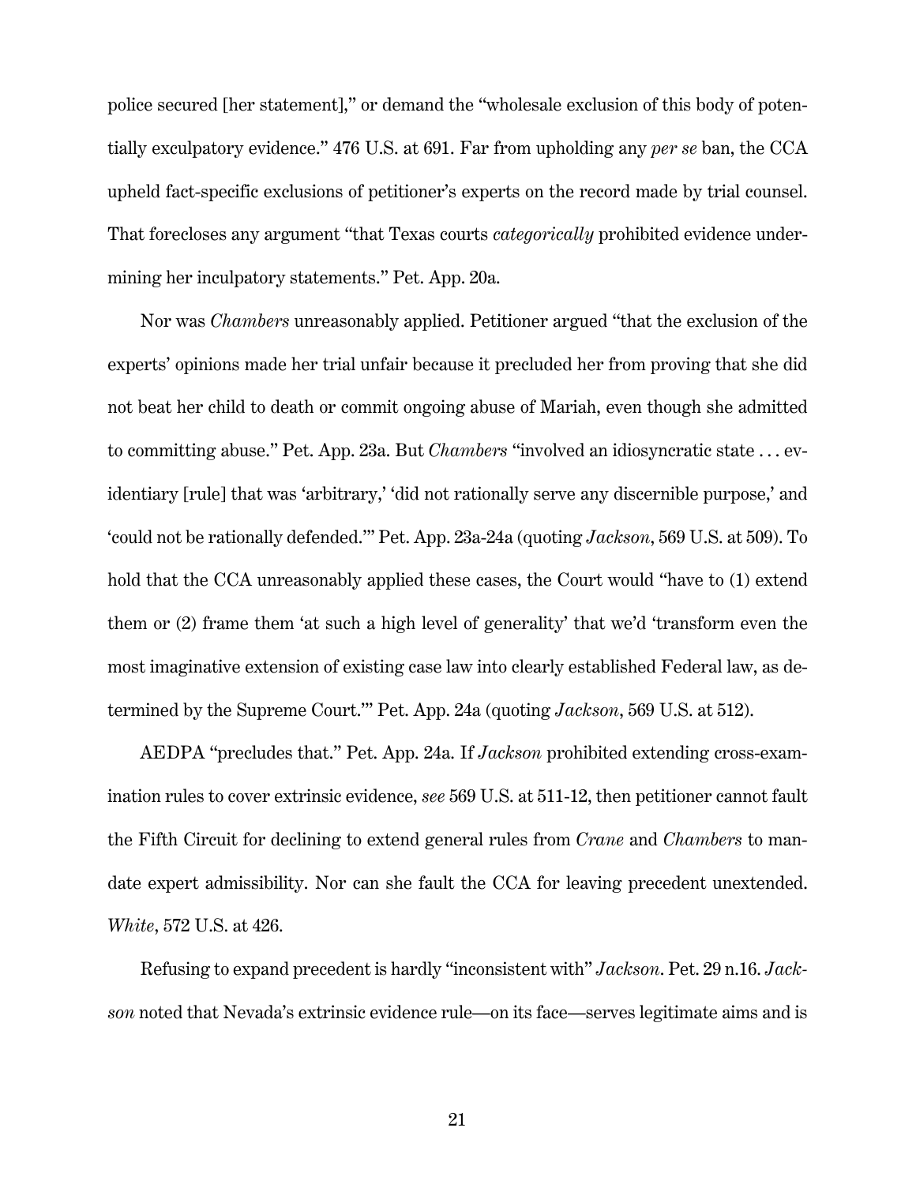police secured [her statement]," or demand the "wholesale exclusion of this body of potentially exculpatory evidence." 476 U.S. at 691. Far from upholding any *per se* ban, the CCA upheld fact-specific exclusions of petitioner's experts on the record made by trial counsel. That forecloses any argument "that Texas courts *categorically* prohibited evidence undermining her inculpatory statements." Pet. App. 20a.

Nor was *Chambers* unreasonably applied. Petitioner argued "that the exclusion of the experts' opinions made her trial unfair because it precluded her from proving that she did not beat her child to death or commit ongoing abuse of Mariah, even though she admitted to committing abuse." Pet. App. 23a. But *Chambers* "involved an idiosyncratic state . . . evidentiary [rule] that was 'arbitrary,' 'did not rationally serve any discernible purpose,' and 'could not be rationally defended.'" Pet. App. 23a-24a (quoting *Jackson*, 569 U.S. at 509). To hold that the CCA unreasonably applied these cases, the Court would "have to (1) extend them or (2) frame them 'at such a high level of generality' that we'd 'transform even the most imaginative extension of existing case law into clearly established Federal law, as determined by the Supreme Court.'" Pet. App. 24a (quoting *Jackson*, 569 U.S. at 512).

AEDPA "precludes that." Pet. App. 24a. If *Jackson* prohibited extending cross-examination rules to cover extrinsic evidence, *see* 569 U.S. at 511-12, then petitioner cannot fault the Fifth Circuit for declining to extend general rules from *Crane* and *Chambers* to mandate expert admissibility. Nor can she fault the CCA for leaving precedent unextended. *White*, 572 U.S. at 426.

Refusing to expand precedent is hardly "inconsistent with" *Jackson*. Pet. 29 n.16. *Jackson* noted that Nevada's extrinsic evidence rule—on its face—serves legitimate aims and is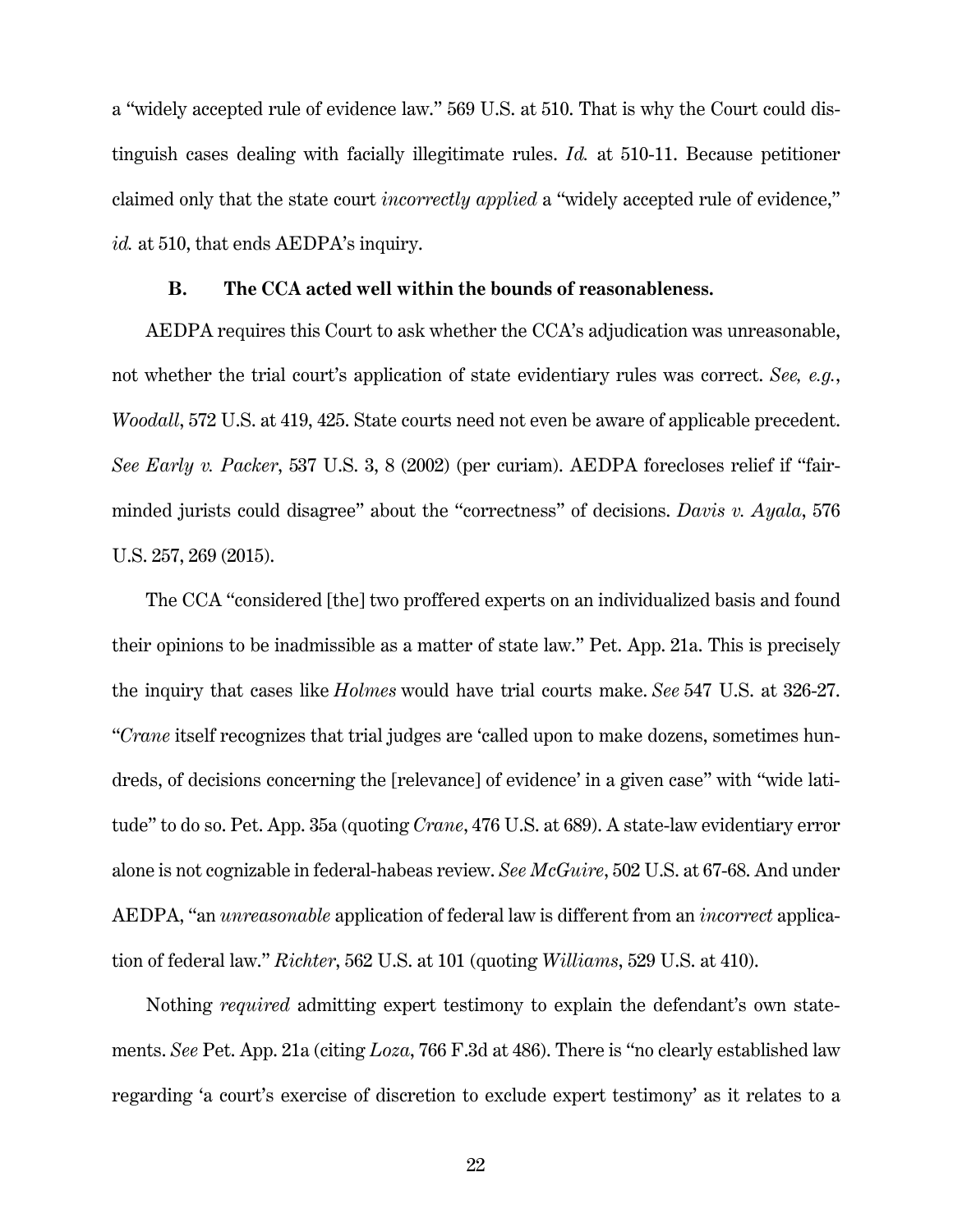a "widely accepted rule of evidence law." 569 U.S. at 510. That is why the Court could distinguish cases dealing with facially illegitimate rules. *Id.* at 510-11. Because petitioner claimed only that the state court *incorrectly applied* a "widely accepted rule of evidence," *id.* at 510, that ends AEDPA's inquiry.

### B. The CCA acted well within the bounds of reasonableness.

AEDPA requires this Court to ask whether the CCA's adjudication was unreasonable, not whether the trial court's application of state evidentiary rules was correct. *See, e.g.*, *Woodall*, 572 U.S. at 419, 425. State courts need not even be aware of applicable precedent. *See Early v. Packer*, 537 U.S. 3, 8 (2002) (per curiam). AEDPA forecloses relief if "fairminded jurists could disagree" about the "correctness" of decisions. *Davis v. Ayala*, 576 U.S. 257, 269 (2015).

The CCA "considered [the] two proffered experts on an individualized basis and found their opinions to be inadmissible as a matter of state law." Pet. App. 21a. This is precisely the inquiry that cases like *Holmes* would have trial courts make. *See* 547 U.S. at 326-27. "*Crane* itself recognizes that trial judges are 'called upon to make dozens, sometimes hundreds, of decisions concerning the [relevance] of evidence' in a given case" with "wide latitude" to do so. Pet. App. 35a (quoting *Crane*, 476 U.S. at 689). A state-law evidentiary error alone is not cognizable in federal-habeas review. *See McGuire*, 502 U.S. at 67-68. And under AEDPA, "an *unreasonable* application of federal law is different from an *incorrect* application of federal law." *Richter*, 562 U.S. at 101 (quoting *Williams*, 529 U.S. at 410).

Nothing *required* admitting expert testimony to explain the defendant's own statements. *See* Pet. App. 21a (citing *Loza*, 766 F.3d at 486). There is "no clearly established law regarding 'a court's exercise of discretion to exclude expert testimony' as it relates to a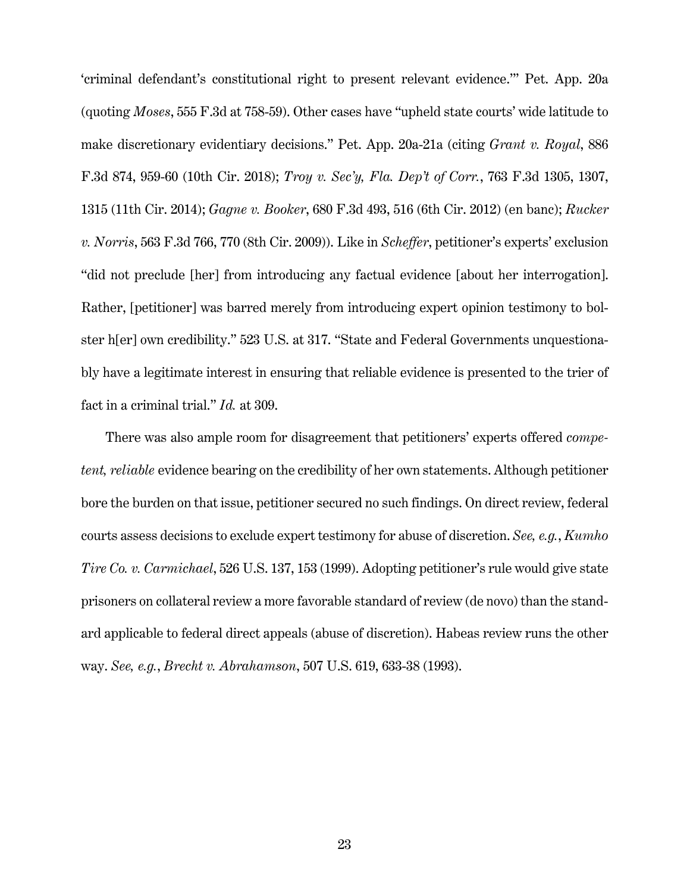'criminal defendant's constitutional right to present relevant evidence.'" Pet. App. 20a (quoting *Moses*, 555 F.3d at 758-59). Other cases have "upheld state courts' wide latitude to make discretionary evidentiary decisions." Pet. App. 20a-21a (citing *Grant v. Royal*, 886 F.3d 874, 959-60 (10th Cir. 2018); *Troy v. Sec'y, Fla. Dep't of Corr.*, 763 F.3d 1305, 1307, 1315 (11th Cir. 2014); *Gagne v. Booker*, 680 F.3d 493, 516 (6th Cir. 2012) (en banc); *Rucker v. Norris*, 563 F.3d 766, 770 (8th Cir. 2009)). Like in *Scheffer*, petitioner's experts' exclusion "did not preclude [her] from introducing any factual evidence [about her interrogation]. Rather, [petitioner] was barred merely from introducing expert opinion testimony to bolster h[er] own credibility." 523 U.S. at 317. "State and Federal Governments unquestionably have a legitimate interest in ensuring that reliable evidence is presented to the trier of fact in a criminal trial." *Id.* at 309.

There was also ample room for disagreement that petitioners' experts offered *competent, reliable* evidence bearing on the credibility of her own statements. Although petitioner bore the burden on that issue, petitioner secured no such findings. On direct review, federal courts assess decisions to exclude expert testimony for abuse of discretion. *See, e.g.*, *Kumho Tire Co. v. Carmichael*, 526 U.S. 137, 153 (1999). Adopting petitioner's rule would give state prisoners on collateral review a more favorable standard of review (de novo) than the standard applicable to federal direct appeals (abuse of discretion). Habeas review runs the other way. *See, e.g.*, *Brecht v. Abrahamson*, 507 U.S. 619, 633-38 (1993).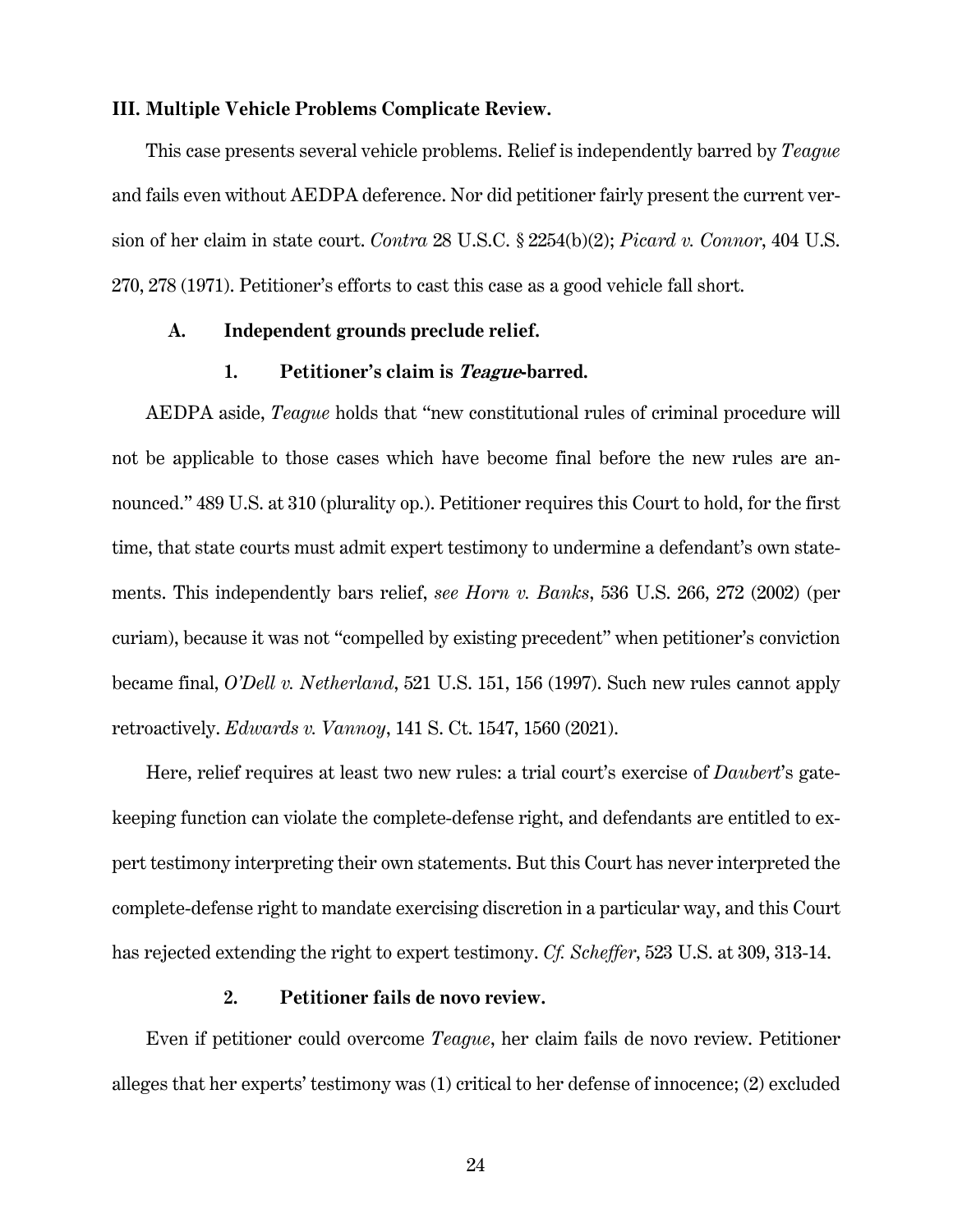### III. Multiple Vehicle Problems Complicate Review.

This case presents several vehicle problems. Relief is independently barred by *Teague* and fails even without AEDPA deference. Nor did petitioner fairly present the current version of her claim in state court. *Contra* 28 U.S.C. § 2254(b)(2); *Picard v. Connor*, 404 U.S. 270, 278 (1971). Petitioner's efforts to cast this case as a good vehicle fall short.

#### A. Independent grounds preclude relief.

##### 1. Petitioner's claim is *Teague*-barred.

AEDPA aside, *Teague* holds that "new constitutional rules of criminal procedure will not be applicable to those cases which have become final before the new rules are announced." 489 U.S. at 310 (plurality op.). Petitioner requires this Court to hold, for the first time, that state courts must admit expert testimony to undermine a defendant's own statements. This independently bars relief, *see Horn v. Banks*, 536 U.S. 266, 272 (2002) (per curiam), because it was not "compelled by existing precedent" when petitioner's conviction became final, *O'Dell v. Netherland*, 521 U.S. 151, 156 (1997). Such new rules cannot apply retroactively. *Edwards v. Vannoy*, 141 S. Ct. 1547, 1560 (2021).

Here, relief requires at least two new rules: a trial court's exercise of *Daubert*'s gatekeeping function can violate the complete-defense right, and defendants are entitled to expert testimony interpreting their own statements. But this Court has never interpreted the complete-defense right to mandate exercising discretion in a particular way, and this Court has rejected extending the right to expert testimony. *Cf. Scheffer*, 523 U.S. at 309, 313-14.

##### 2. Petitioner fails de novo review.

Even if petitioner could overcome *Teague*, her claim fails de novo review. Petitioner alleges that her experts' testimony was (1) critical to her defense of innocence; (2) excluded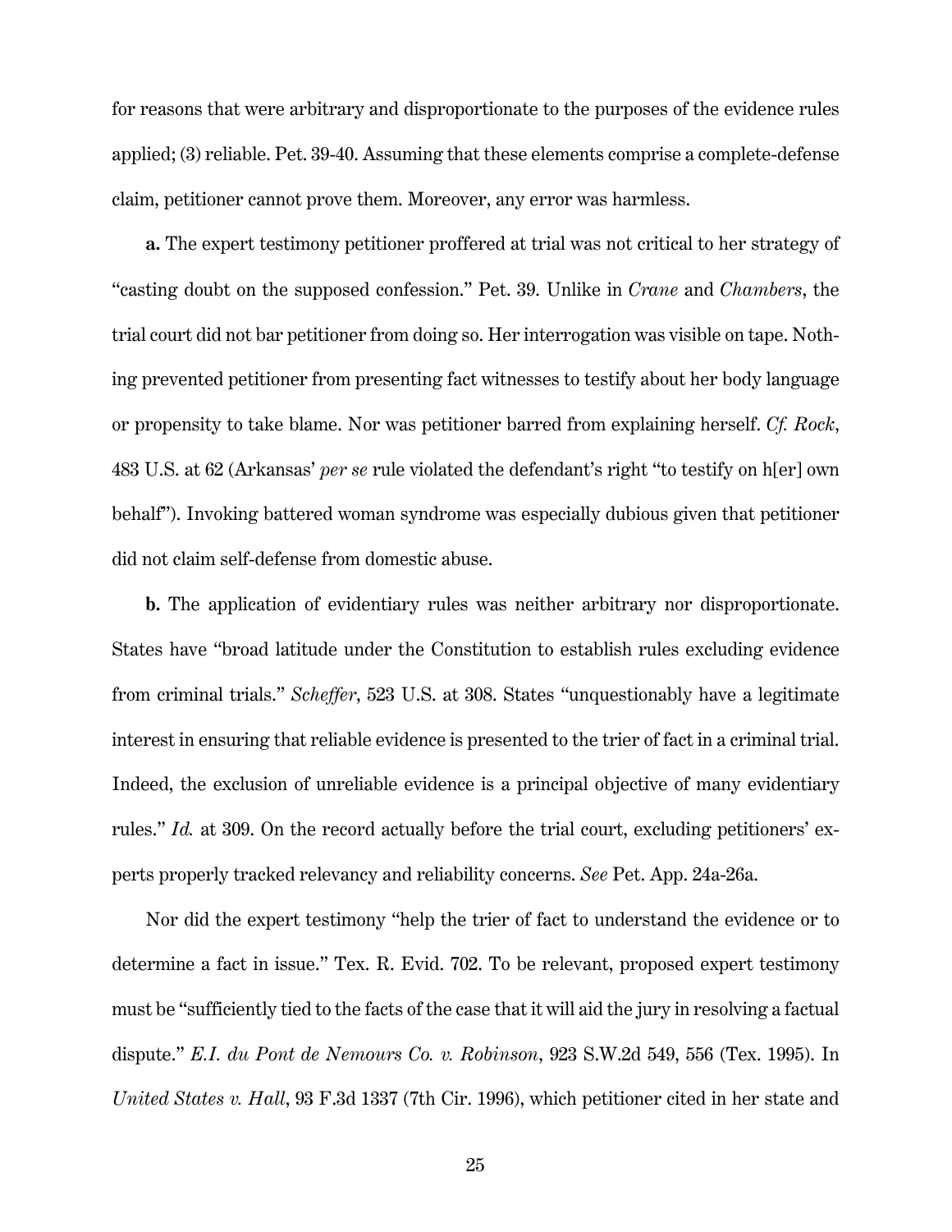for reasons that were arbitrary and disproportionate to the purposes of the evidence rules applied; (3) reliable. Pet. 39-40. Assuming that these elements comprise a complete-defense claim, petitioner cannot prove them. Moreover, any error was harmless.

**a.** The expert testimony petitioner proffered at trial was not critical to her strategy of "casting doubt on the supposed confession." Pet. 39. Unlike in *Crane* and *Chambers*, the trial court did not bar petitioner from doing so. Her interrogation was visible on tape. Nothing prevented petitioner from presenting fact witnesses to testify about her body language or propensity to take blame. Nor was petitioner barred from explaining herself. *Cf. Rock*, 483 U.S. at 62 (Arkansas' *per se* rule violated the defendant's right "to testify on h[er] own behalf"). Invoking battered woman syndrome was especially dubious given that petitioner did not claim self-defense from domestic abuse.

**b.** The application of evidentiary rules was neither arbitrary nor disproportionate. States have "broad latitude under the Constitution to establish rules excluding evidence from criminal trials." *Scheffer*, 523 U.S. at 308. States "unquestionably have a legitimate interest in ensuring that reliable evidence is presented to the trier of fact in a criminal trial. Indeed, the exclusion of unreliable evidence is a principal objective of many evidentiary rules." *Id.* at 309. On the record actually before the trial court, excluding petitioners' experts properly tracked relevancy and reliability concerns. *See* Pet. App. 24a-26a.

Nor did the expert testimony "help the trier of fact to understand the evidence or to determine a fact in issue." Tex. R. Evid. 702. To be relevant, proposed expert testimony must be "sufficiently tied to the facts of the case that it will aid the jury in resolving a factual dispute." *E.I. du Pont de Nemours Co. v. Robinson*, 923 S.W.2d 549, 556 (Tex. 1995). In *United States v. Hall*, 93 F.3d 1337 (7th Cir. 1996), which petitioner cited in her state and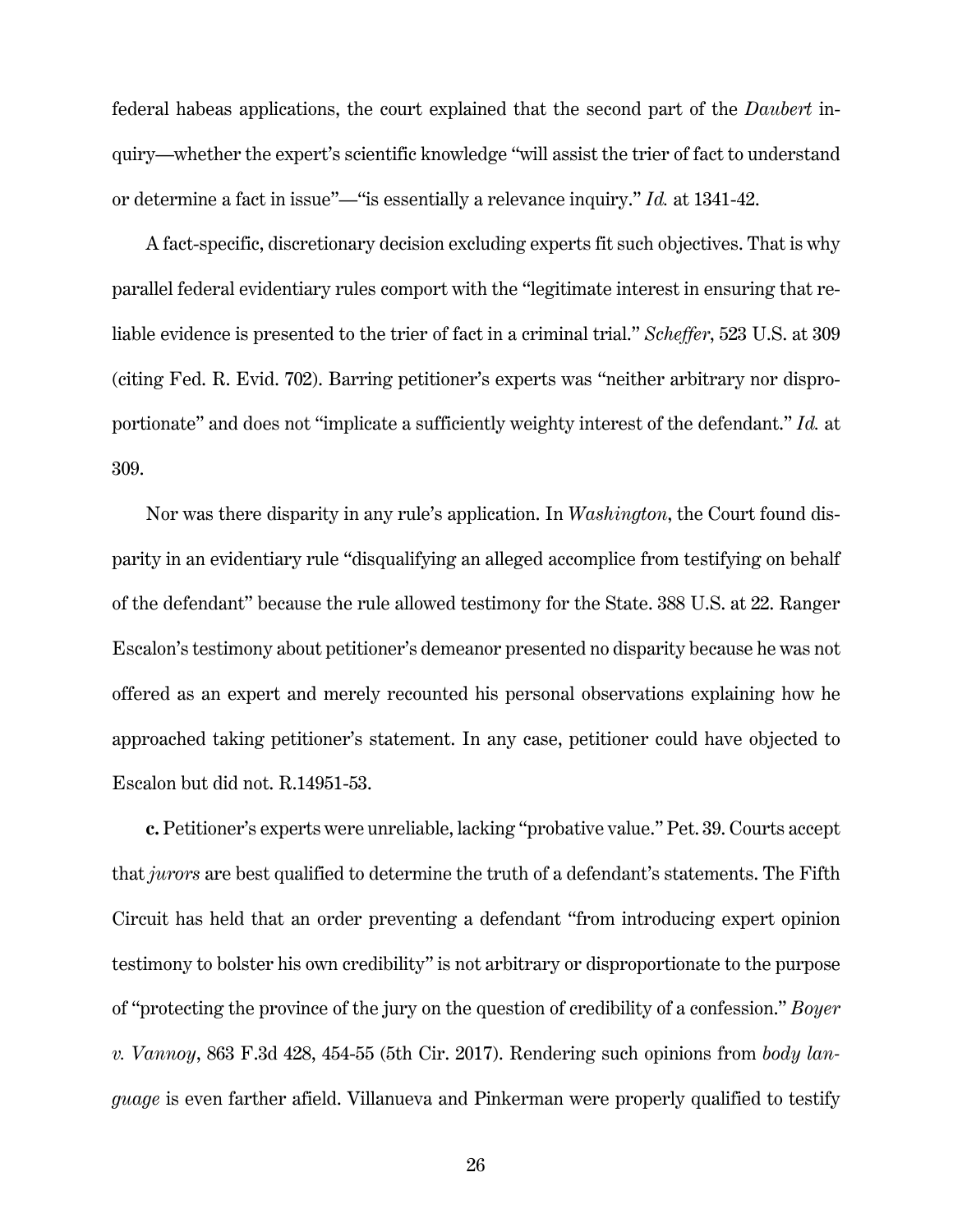federal habeas applications, the court explained that the second part of the *Daubert* inquiry—whether the expert's scientific knowledge "will assist the trier of fact to understand or determine a fact in issue"—"is essentially a relevance inquiry." *Id.* at 1341-42.

A fact-specific, discretionary decision excluding experts fit such objectives. That is why parallel federal evidentiary rules comport with the "legitimate interest in ensuring that reliable evidence is presented to the trier of fact in a criminal trial." *Scheffer*, 523 U.S. at 309 (citing Fed. R. Evid. 702). Barring petitioner's experts was "neither arbitrary nor disproportionate" and does not "implicate a sufficiently weighty interest of the defendant." *Id.* at 309.

Nor was there disparity in any rule's application. In *Washington*, the Court found disparity in an evidentiary rule "disqualifying an alleged accomplice from testifying on behalf of the defendant" because the rule allowed testimony for the State. 388 U.S. at 22. Ranger Escalon's testimony about petitioner's demeanor presented no disparity because he was not offered as an expert and merely recounted his personal observations explaining how he approached taking petitioner's statement. In any case, petitioner could have objected to Escalon but did not. R.14951-53.

**c.** Petitioner's experts were unreliable, lacking "probative value." Pet. 39. Courts accept that *jurors* are best qualified to determine the truth of a defendant's statements. The Fifth Circuit has held that an order preventing a defendant "from introducing expert opinion testimony to bolster his own credibility" is not arbitrary or disproportionate to the purpose of "protecting the province of the jury on the question of credibility of a confession." *Boyer v. Vannoy*, 863 F.3d 428, 454-55 (5th Cir. 2017). Rendering such opinions from *body language* is even farther afield. Villanueva and Pinkerman were properly qualified to testify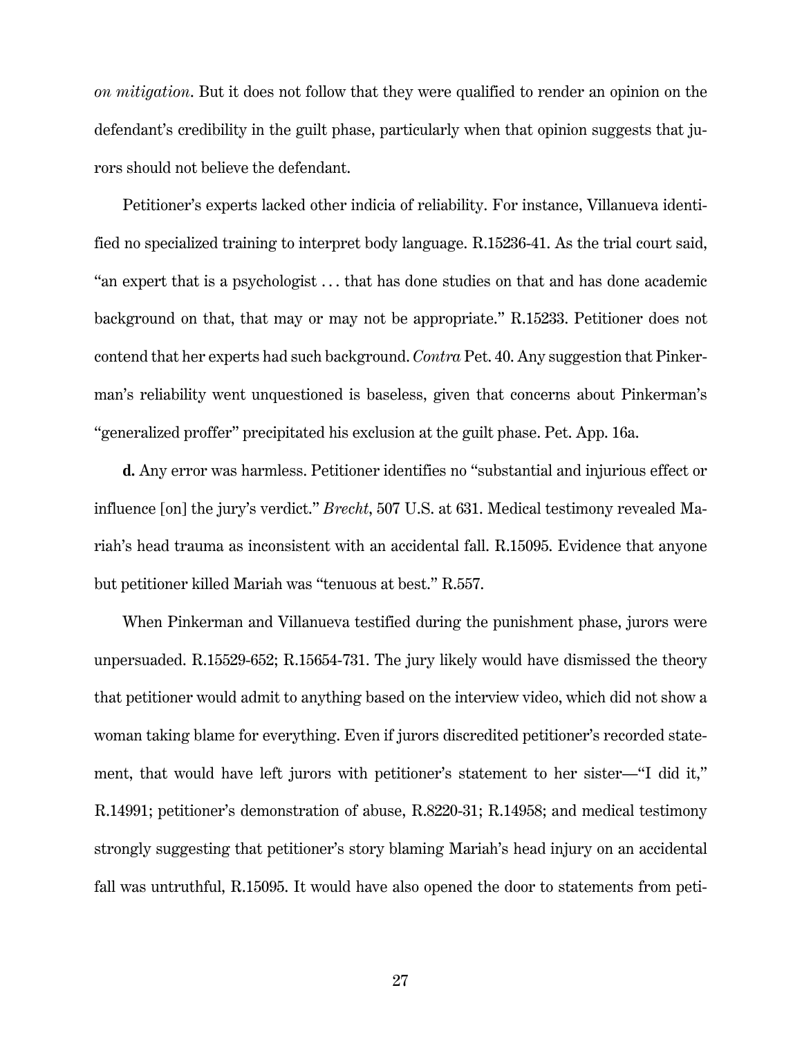*on mitigation*. But it does not follow that they were qualified to render an opinion on the defendant's credibility in the guilt phase, particularly when that opinion suggests that jurors should not believe the defendant.

Petitioner's experts lacked other indicia of reliability. For instance, Villanueva identified no specialized training to interpret body language. R.15236-41. As the trial court said, "an expert that is a psychologist . . . that has done studies on that and has done academic background on that, that may or may not be appropriate." R.15233. Petitioner does not contend that her experts had such background. *Contra* Pet. 40. Any suggestion that Pinkerman's reliability went unquestioned is baseless, given that concerns about Pinkerman's "generalized proffer" precipitated his exclusion at the guilt phase. Pet. App. 16a.

**d.** Any error was harmless. Petitioner identifies no "substantial and injurious effect or influence [on] the jury's verdict." *Brecht*, 507 U.S. at 631. Medical testimony revealed Mariah's head trauma as inconsistent with an accidental fall. R.15095. Evidence that anyone but petitioner killed Mariah was "tenuous at best." R.557.

When Pinkerman and Villanueva testified during the punishment phase, jurors were unpersuaded. R.15529-652; R.15654-731. The jury likely would have dismissed the theory that petitioner would admit to anything based on the interview video, which did not show a woman taking blame for everything. Even if jurors discredited petitioner's recorded statement, that would have left jurors with petitioner's statement to her sister—"I did it," R.14991; petitioner's demonstration of abuse, R.8220-31; R.14958; and medical testimony strongly suggesting that petitioner's story blaming Mariah's head injury on an accidental fall was untruthful, R.15095. It would have also opened the door to statements from peti-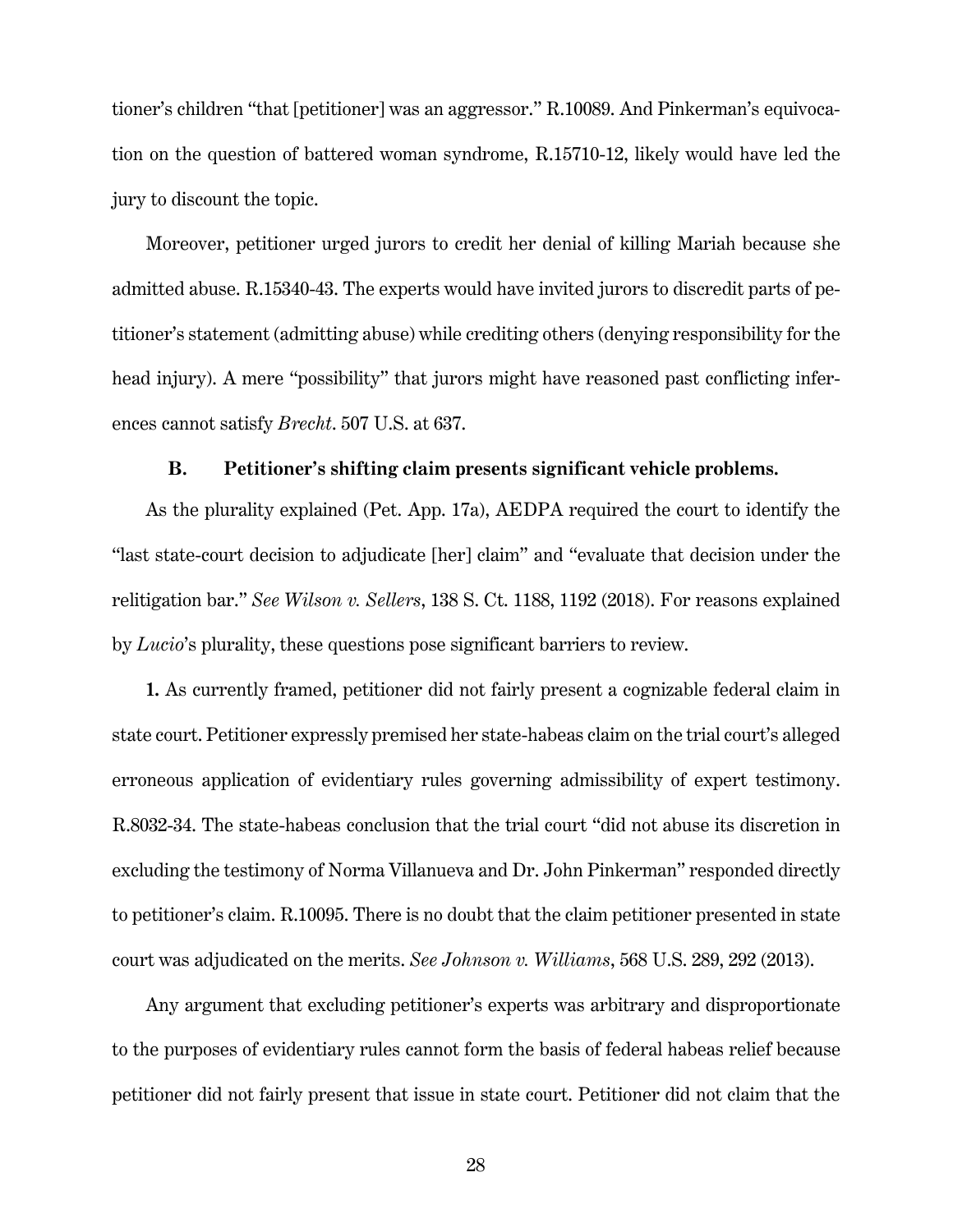tioner's children "that [petitioner] was an aggressor." R.10089. And Pinkerman's equivocation on the question of battered woman syndrome, R.15710-12, likely would have led the jury to discount the topic.

Moreover, petitioner urged jurors to credit her denial of killing Mariah because she admitted abuse. R.15340-43. The experts would have invited jurors to discredit parts of petitioner's statement (admitting abuse) while crediting others (denying responsibility for the head injury). A mere "possibility" that jurors might have reasoned past conflicting inferences cannot satisfy *Brecht*. 507 U.S. at 637.

### B. Petitioner's shifting claim presents significant vehicle problems.

As the plurality explained (Pet. App. 17a), AEDPA required the court to identify the "last state-court decision to adjudicate [her] claim" and "evaluate that decision under the relitigation bar." *See Wilson v. Sellers*, 138 S. Ct. 1188, 1192 (2018). For reasons explained by *Lucio*'s plurality, these questions pose significant barriers to review.

**1.** As currently framed, petitioner did not fairly present a cognizable federal claim in state court. Petitioner expressly premised her state-habeas claim on the trial court's alleged erroneous application of evidentiary rules governing admissibility of expert testimony. R.8032-34. The state-habeas conclusion that the trial court "did not abuse its discretion in excluding the testimony of Norma Villanueva and Dr. John Pinkerman" responded directly to petitioner's claim. R.10095. There is no doubt that the claim petitioner presented in state court was adjudicated on the merits. *See Johnson v. Williams*, 568 U.S. 289, 292 (2013).

Any argument that excluding petitioner's experts was arbitrary and disproportionate to the purposes of evidentiary rules cannot form the basis of federal habeas relief because petitioner did not fairly present that issue in state court. Petitioner did not claim that the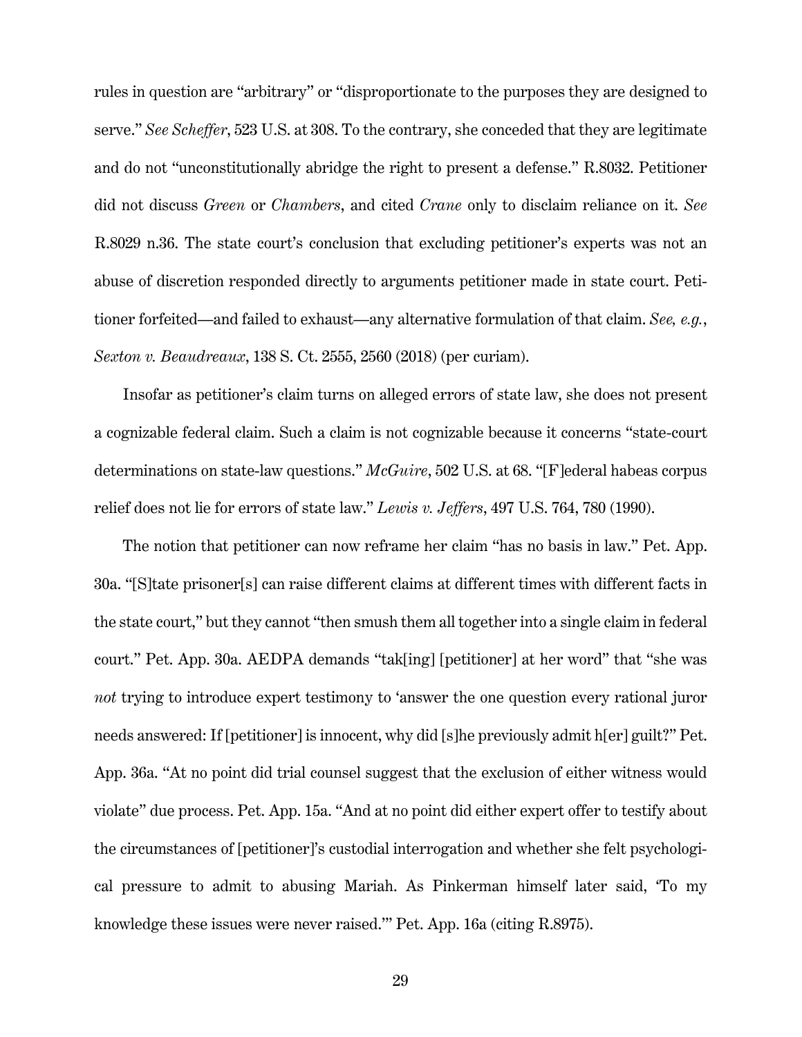rules in question are "arbitrary" or "disproportionate to the purposes they are designed to serve." *See Scheffer*, 523 U.S. at 308. To the contrary, she conceded that they are legitimate and do not "unconstitutionally abridge the right to present a defense." R.8032. Petitioner did not discuss *Green* or *Chambers*, and cited *Crane* only to disclaim reliance on it. *See* R.8029 n.36. The state court's conclusion that excluding petitioner's experts was not an abuse of discretion responded directly to arguments petitioner made in state court. Petitioner forfeited—and failed to exhaust—any alternative formulation of that claim. *See, e.g.*, *Sexton v. Beaudreaux*, 138 S. Ct. 2555, 2560 (2018) (per curiam).

Insofar as petitioner's claim turns on alleged errors of state law, she does not present a cognizable federal claim. Such a claim is not cognizable because it concerns "state-court determinations on state-law questions." *McGuire*, 502 U.S. at 68. "[F]ederal habeas corpus relief does not lie for errors of state law." *Lewis v. Jeffers*, 497 U.S. 764, 780 (1990).

The notion that petitioner can now reframe her claim "has no basis in law." Pet. App. 30a. "[S]tate prisoner[s] can raise different claims at different times with different facts in the state court," but they cannot "then smush them all together into a single claim in federal court." Pet. App. 30a. AEDPA demands "tak[ing] [petitioner] at her word" that "she was *not* trying to introduce expert testimony to 'answer the one question every rational juror needs answered: If [petitioner] is innocent, why did [s]he previously admit h[er] guilt?'" Pet. App. 36a. "At no point did trial counsel suggest that the exclusion of either witness would violate" due process. Pet. App. 15a. "And at no point did either expert offer to testify about the circumstances of [petitioner]'s custodial interrogation and whether she felt psychological pressure to admit to abusing Mariah. As Pinkerman himself later said, 'To my knowledge these issues were never raised.'" Pet. App. 16a (citing R.8975).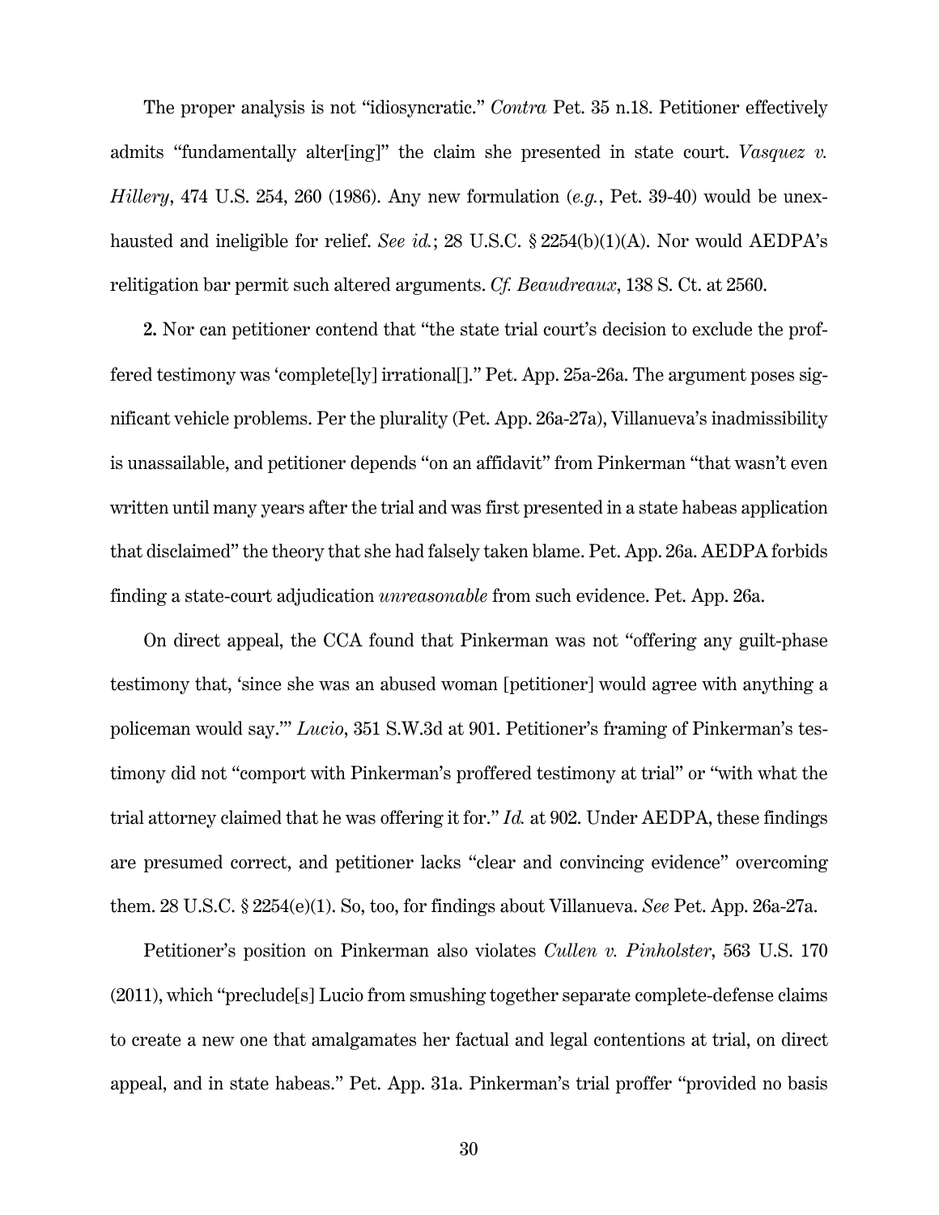The proper analysis is not "idiosyncratic." *Contra* Pet. 35 n.18. Petitioner effectively admits "fundamentally alter[ing]" the claim she presented in state court. *Vasquez v. Hillery*, 474 U.S. 254, 260 (1986). Any new formulation (*e.g.*, Pet. 39-40) would be unexhausted and ineligible for relief. *See id.*; 28 U.S.C. § 2254(b)(1)(A). Nor would AEDPA's relitigation bar permit such altered arguments. *Cf. Beaudreaux*, 138 S. Ct. at 2560.

**2.** Nor can petitioner contend that "the state trial court's decision to exclude the proffered testimony was 'complete[ly] irrational[].'" Pet. App. 25a-26a. The argument poses significant vehicle problems. Per the plurality (Pet. App. 26a-27a), Villanueva's inadmissibility is unassailable, and petitioner depends "on an affidavit" from Pinkerman "that wasn't even written until many years after the trial and was first presented in a state habeas application that disclaimed" the theory that she had falsely taken blame. Pet. App. 26a. AEDPA forbids finding a state-court adjudication *unreasonable* from such evidence. Pet. App. 26a.

On direct appeal, the CCA found that Pinkerman was not "offering any guilt-phase testimony that, 'since she was an abused woman [petitioner] would agree with anything a policeman would say.'" *Lucio*, 351 S.W.3d at 901. Petitioner's framing of Pinkerman's testimony did not "comport with Pinkerman's proffered testimony at trial" or "with what the trial attorney claimed that he was offering it for." *Id.* at 902. Under AEDPA, these findings are presumed correct, and petitioner lacks "clear and convincing evidence" overcoming them. 28 U.S.C. § 2254(e)(1). So, too, for findings about Villanueva. *See* Pet. App. 26a-27a.

Petitioner's position on Pinkerman also violates *Cullen v. Pinholster*, 563 U.S. 170 (2011), which "preclude[s] Lucio from smushing together separate complete-defense claims to create a new one that amalgamates her factual and legal contentions at trial, on direct appeal, and in state habeas." Pet. App. 31a. Pinkerman's trial proffer "provided no basis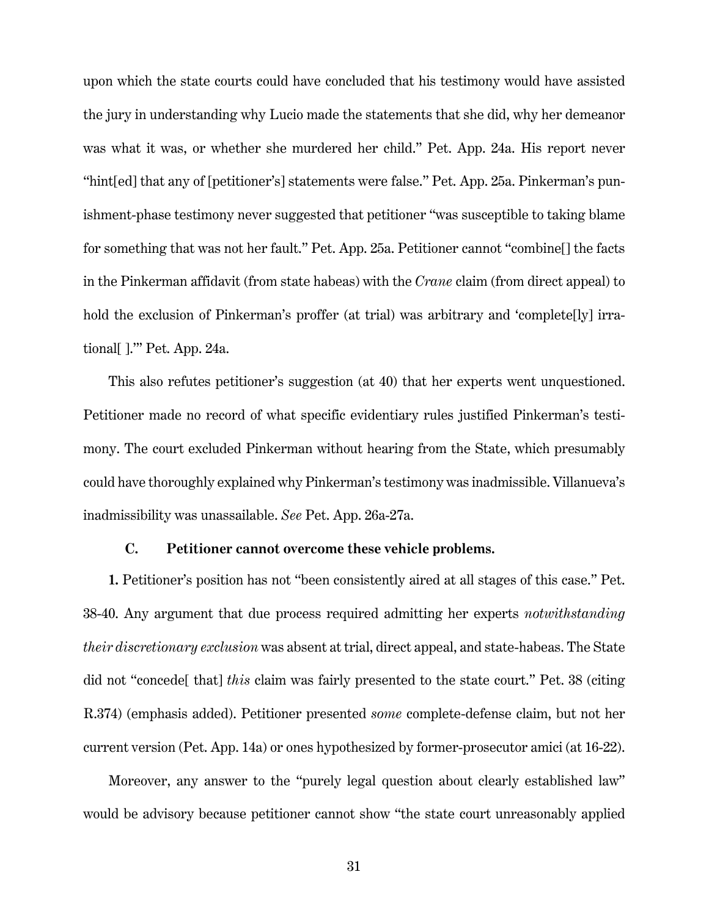upon which the state courts could have concluded that his testimony would have assisted the jury in understanding why Lucio made the statements that she did, why her demeanor was what it was, or whether she murdered her child." Pet. App. 24a. His report never "hint[ed] that any of [petitioner's] statements were false." Pet. App. 25a. Pinkerman's punishment-phase testimony never suggested that petitioner "was susceptible to taking blame for something that was not her fault." Pet. App. 25a. Petitioner cannot "combine[] the facts in the Pinkerman affidavit (from state habeas) with the *Crane* claim (from direct appeal) to hold the exclusion of Pinkerman's proffer (at trial) was arbitrary and 'complete[ly] irrational[ ].'" Pet. App. 24a.

This also refutes petitioner's suggestion (at 40) that her experts went unquestioned. Petitioner made no record of what specific evidentiary rules justified Pinkerman's testimony. The court excluded Pinkerman without hearing from the State, which presumably could have thoroughly explained why Pinkerman's testimony was inadmissible. Villanueva's inadmissibility was unassailable. *See* Pet. App. 26a-27a.

### C. Petitioner cannot overcome these vehicle problems.

**1.** Petitioner's position has not "been consistently aired at all stages of this case." Pet. 38-40. Any argument that due process required admitting her experts *notwithstanding their discretionary exclusion* was absent at trial, direct appeal, and state-habeas. The State did not "concede[ that] *this* claim was fairly presented to the state court." Pet. 38 (citing R.374) (emphasis added). Petitioner presented *some* complete-defense claim, but not her current version (Pet. App. 14a) or ones hypothesized by former-prosecutor amici (at 16-22).

Moreover, any answer to the "purely legal question about clearly established law" would be advisory because petitioner cannot show "the state court unreasonably applied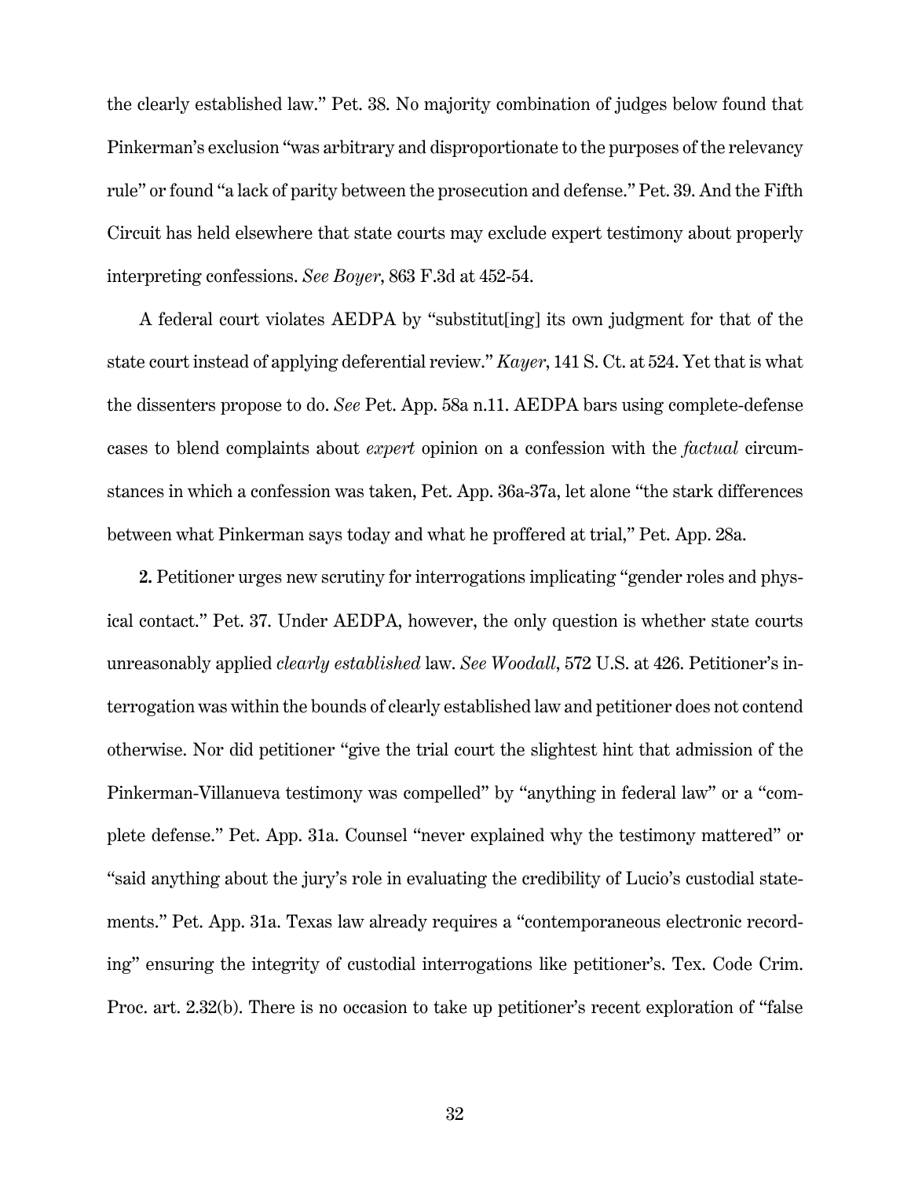the clearly established law." Pet. 38. No majority combination of judges below found that Pinkerman's exclusion "was arbitrary and disproportionate to the purposes of the relevancy rule" or found "a lack of parity between the prosecution and defense." Pet. 39. And the Fifth Circuit has held elsewhere that state courts may exclude expert testimony about properly interpreting confessions. *See Boyer*, 863 F.3d at 452-54.

A federal court violates AEDPA by "substitut[ing] its own judgment for that of the state court instead of applying deferential review." *Kayer*, 141 S. Ct. at 524. Yet that is what the dissenters propose to do. *See* Pet. App. 58a n.11. AEDPA bars using complete-defense cases to blend complaints about *expert* opinion on a confession with the *factual* circumstances in which a confession was taken, Pet. App. 36a-37a, let alone "the stark differences between what Pinkerman says today and what he proffered at trial," Pet. App. 28a.

**2.** Petitioner urges new scrutiny for interrogations implicating "gender roles and physical contact." Pet. 37. Under AEDPA, however, the only question is whether state courts unreasonably applied *clearly established* law. *See Woodall*, 572 U.S. at 426. Petitioner's interrogation was within the bounds of clearly established law and petitioner does not contend otherwise. Nor did petitioner "give the trial court the slightest hint that admission of the Pinkerman-Villanueva testimony was compelled" by "anything in federal law" or a "complete defense." Pet. App. 31a. Counsel "never explained why the testimony mattered" or "said anything about the jury's role in evaluating the credibility of Lucio's custodial statements." Pet. App. 31a. Texas law already requires a "contemporaneous electronic recording" ensuring the integrity of custodial interrogations like petitioner's. Tex. Code Crim. Proc. art. 2.32(b). There is no occasion to take up petitioner's recent exploration of "false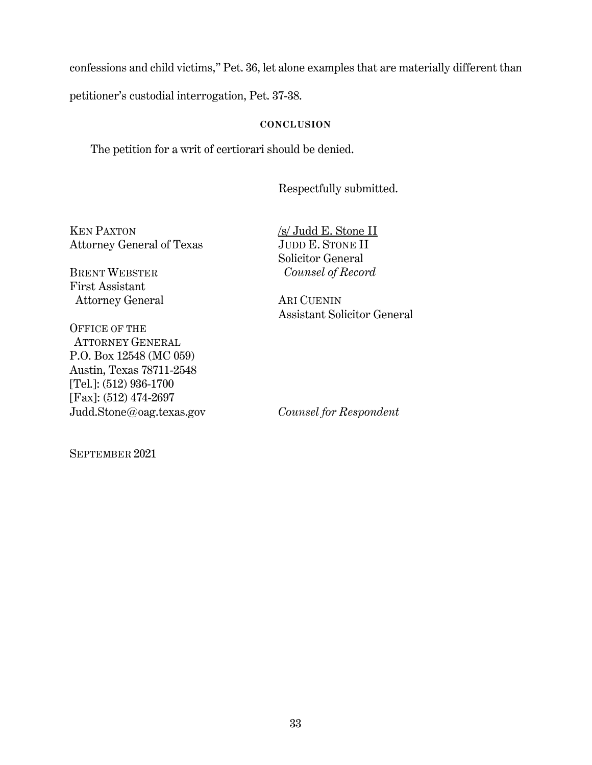confessions and child victims," Pet. 36, let alone examples that are materially different than petitioner's custodial interrogation, Pet. 37-38.

## CONCLUSION

The petition for a writ of certiorari should be denied.

Respectfully submitted.

KEN PAXTON
Attorney General of Texas

BRENT WEBSTER
First Assistant
Attorney General

OFFICE OF THE
ATTORNEY GENERAL
P.O. Box 12548 (MC 059)
Austin, Texas 78711-2548
[Tel.]: (512) 936-1700
[Fax]: (512) 474-2697
Judd.Stone@oag.texas.gov

/s/ Judd E. Stone II
JUDD E. STONE II
Solicitor General
*Counsel of Record*

ARI CUENIN
Assistant Solicitor General

*Counsel for Respondent*

SEPTEMBER 2021